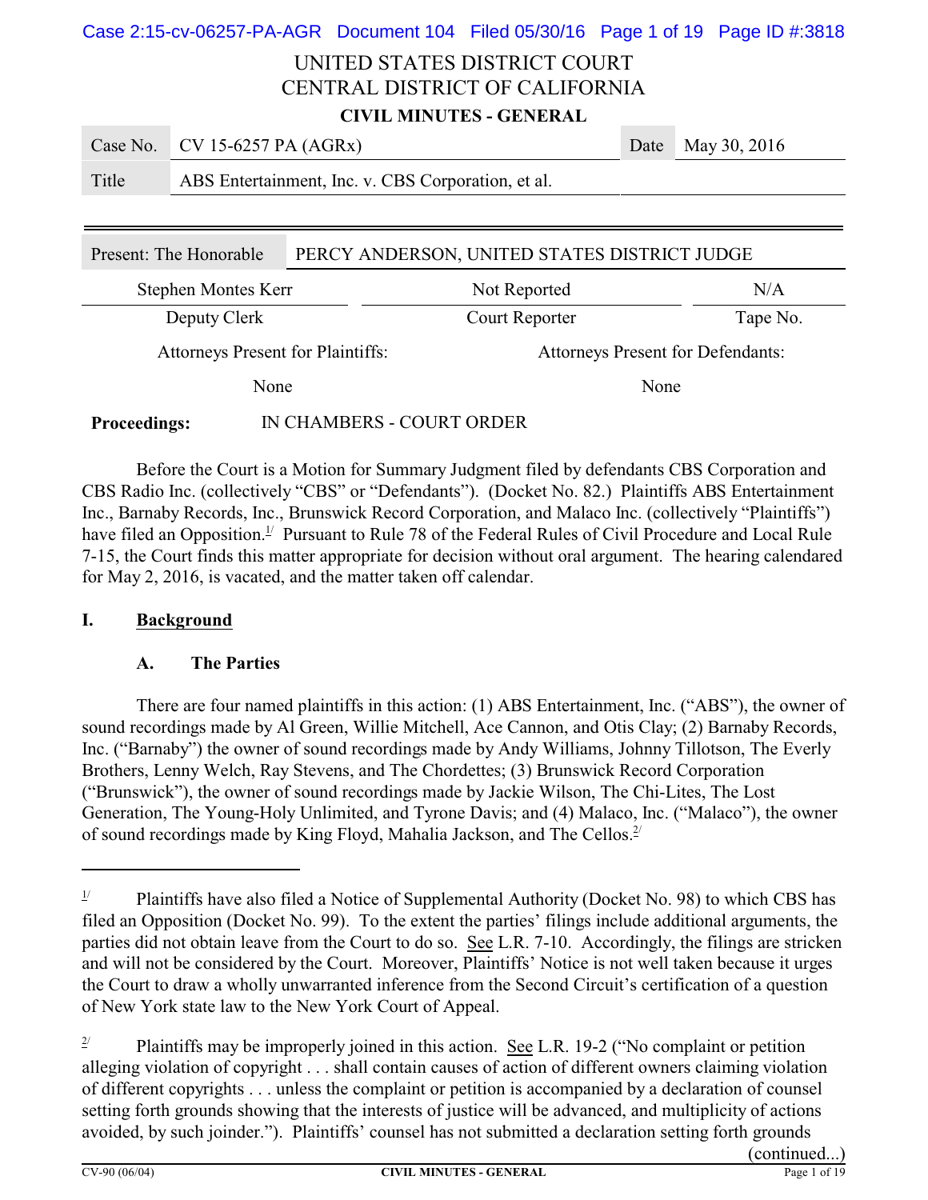# UNITED STATES DISTRICT COURT
# CENTRAL DISTRICT OF CALIFORNIA

**CIVIL MINUTES - GENERAL**

| Case No. | CV 15-6257 PA (AGRx) | Date | May 30, 2016 |
|---|---|---|---|
| Title | ABS Entertainment, Inc. v. CBS Corporation, et al. | | |

| Present: The Honorable | PERCY ANDERSON, UNITED STATES DISTRICT JUDGE | |
|---|---|---|
| Stephen Montes Kerr | Not Reported | N/A |
| Deputy Clerk | Court Reporter | Tape No. |
| Attorneys Present for Plaintiffs: | | Attorneys Present for Defendants: |
| None | | None |

**Proceedings:** IN CHAMBERS - COURT ORDER

Before the Court is a Motion for Summary Judgment filed by defendants CBS Corporation and CBS Radio Inc. (collectively "CBS" or "Defendants"). (Docket No. 82.) Plaintiffs ABS Entertainment Inc., Barnaby Records, Inc., Brunswick Record Corporation, and Malaco Inc. (collectively "Plaintiffs") have filed an Opposition.[1] Pursuant to Rule 78 of the Federal Rules of Civil Procedure and Local Rule 7-15, the Court finds this matter appropriate for decision without oral argument. The hearing calendared for May 2, 2016, is vacated, and the matter taken off calendar.

## I. Background

### A. The Parties

There are four named plaintiffs in this action: (1) ABS Entertainment, Inc. ("ABS"), the owner of sound recordings made by Al Green, Willie Mitchell, Ace Cannon, and Otis Clay; (2) Barnaby Records, Inc. ("Barnaby") the owner of sound recordings made by Andy Williams, Johnny Tillotson, The Everly Brothers, Lenny Welch, Ray Stevens, and The Chordettes; (3) Brunswick Record Corporation ("Brunswick"), the owner of sound recordings made by Jackie Wilson, The Chi-Lites, The Lost Generation, The Young-Holy Unlimited, and Tyrone Davis; and (4) Malaco, Inc. ("Malaco"), the owner of sound recordings made by King Floyd, Mahalia Jackson, and The Cellos.[2]

---

[1] Plaintiffs have also filed a Notice of Supplemental Authority (Docket No. 98) to which CBS has filed an Opposition (Docket No. 99). To the extent the parties' filings include additional arguments, the parties did not obtain leave from the Court to do so. See L.R. 7-10. Accordingly, the filings are stricken and will not be considered by the Court. Moreover, Plaintiffs' Notice is not well taken because it urges the Court to draw a wholly unwarranted inference from the Second Circuit's certification of a question of New York state law to the New York Court of Appeal.

[2] Plaintiffs may be improperly joined in this action. See L.R. 19-2 ("No complaint or petition alleging violation of copyright . . . shall contain causes of action of different owners claiming violation of different copyrights . . . unless the complaint or petition is accompanied by a declaration of counsel setting forth grounds showing that the interests of justice will be advanced, and multiplicity of actions avoided, by such joinder."). Plaintiffs' counsel has not submitted a declaration setting forth grounds (continued...)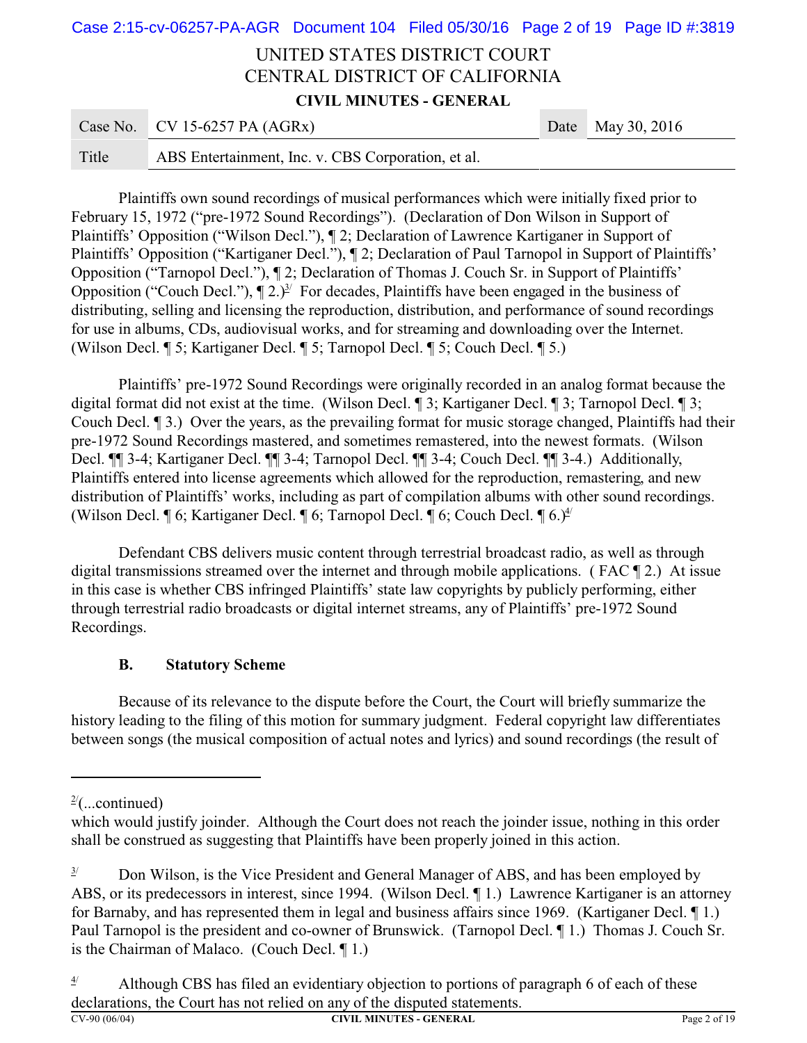Plaintiffs own sound recordings of musical performances which were initially fixed prior to February 15, 1972 ("pre-1972 Sound Recordings"). (Declaration of Don Wilson in Support of Plaintiffs' Opposition ("Wilson Decl."), ¶ 2; Declaration of Lawrence Kartiganer in Support of Plaintiffs' Opposition ("Kartiganer Decl."), ¶ 2; Declaration of Paul Tarnopol in Support of Plaintiffs' Opposition ("Tarnopol Decl."), ¶ 2; Declaration of Thomas J. Couch Sr. in Support of Plaintiffs' Opposition ("Couch Decl."), ¶ 2.)[3/] For decades, Plaintiffs have been engaged in the business of distributing, selling and licensing the reproduction, distribution, and performance of sound recordings for use in albums, CDs, audiovisual works, and for streaming and downloading over the Internet. (Wilson Decl. ¶ 5; Kartiganer Decl. ¶ 5; Tarnopol Decl. ¶ 5; Couch Decl. ¶ 5.)

Plaintiffs' pre-1972 Sound Recordings were originally recorded in an analog format because the digital format did not exist at the time. (Wilson Decl. ¶ 3; Kartiganer Decl. ¶ 3; Tarnopol Decl. ¶ 3; Couch Decl. ¶ 3.) Over the years, as the prevailing format for music storage changed, Plaintiffs had their pre-1972 Sound Recordings mastered, and sometimes remastered, into the newest formats. (Wilson Decl. ¶¶ 3-4; Kartiganer Decl. ¶¶ 3-4; Tarnopol Decl. ¶¶ 3-4; Couch Decl. ¶¶ 3-4.) Additionally, Plaintiffs entered into license agreements which allowed for the reproduction, remastering, and new distribution of Plaintiffs' works, including as part of compilation albums with other sound recordings. (Wilson Decl. ¶ 6; Kartiganer Decl. ¶ 6; Tarnopol Decl. ¶ 6; Couch Decl. ¶ 6.)[4/]

Defendant CBS delivers music content through terrestrial broadcast radio, as well as through digital transmissions streamed over the internet and through mobile applications. ( FAC ¶ 2.) At issue in this case is whether CBS infringed Plaintiffs' state law copyrights by publicly performing, either through terrestrial radio broadcasts or digital internet streams, any of Plaintiffs' pre-1972 Sound Recordings.

### B. Statutory Scheme

Because of its relevance to the dispute before the Court, the Court will briefly summarize the history leading to the filing of this motion for summary judgment. Federal copyright law differentiates between songs (the musical composition of actual notes and lyrics) and sound recordings (the result of

---

[2/](...continued)
which would justify joinder. Although the Court does not reach the joinder issue, nothing in this order shall be construed as suggesting that Plaintiffs have been properly joined in this action.

[3/] Don Wilson, is the Vice President and General Manager of ABS, and has been employed by ABS, or its predecessors in interest, since 1994. (Wilson Decl. ¶ 1.) Lawrence Kartiganer is an attorney for Barnaby, and has represented them in legal and business affairs since 1969. (Kartiganer Decl. ¶ 1.) Paul Tarnopol is the president and co-owner of Brunswick. (Tarnopol Decl. ¶ 1.) Thomas J. Couch Sr. is the Chairman of Malaco. (Couch Decl. ¶ 1.)

[4/] Although CBS has filed an evidentiary objection to portions of paragraph 6 of each of these declarations, the Court has not relied on any of the disputed statements.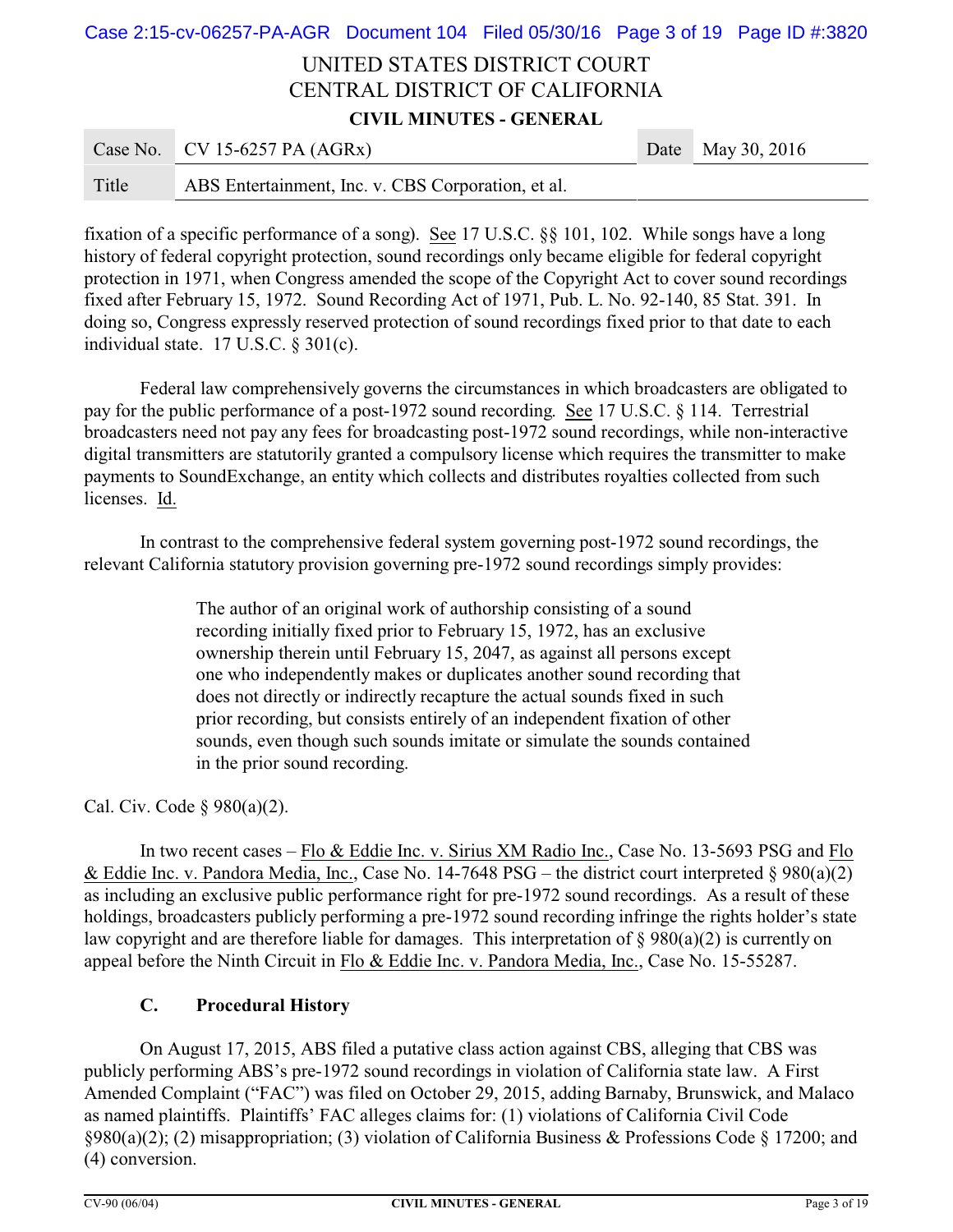fixation of a specific performance of a song). See 17 U.S.C. §§ 101, 102. While songs have a long history of federal copyright protection, sound recordings only became eligible for federal copyright protection in 1971, when Congress amended the scope of the Copyright Act to cover sound recordings fixed after February 15, 1972. Sound Recording Act of 1971, Pub. L. No. 92-140, 85 Stat. 391. In doing so, Congress expressly reserved protection of sound recordings fixed prior to that date to each individual state. 17 U.S.C. § 301(c).

Federal law comprehensively governs the circumstances in which broadcasters are obligated to pay for the public performance of a post-1972 sound recording. See 17 U.S.C. § 114. Terrestrial broadcasters need not pay any fees for broadcasting post-1972 sound recordings, while non-interactive digital transmitters are statutorily granted a compulsory license which requires the transmitter to make payments to SoundExchange, an entity which collects and distributes royalties collected from such licenses. Id.

In contrast to the comprehensive federal system governing post-1972 sound recordings, the relevant California statutory provision governing pre-1972 sound recordings simply provides:

> The author of an original work of authorship consisting of a sound recording initially fixed prior to February 15, 1972, has an exclusive ownership therein until February 15, 2047, as against all persons except one who independently makes or duplicates another sound recording that does not directly or indirectly recapture the actual sounds fixed in such prior recording, but consists entirely of an independent fixation of other sounds, even though such sounds imitate or simulate the sounds contained in the prior sound recording.

Cal. Civ. Code § 980(a)(2).

In two recent cases – Flo & Eddie Inc. v. Sirius XM Radio Inc., Case No. 13-5693 PSG and Flo & Eddie Inc. v. Pandora Media, Inc., Case No. 14-7648 PSG – the district court interpreted § 980(a)(2) as including an exclusive public performance right for pre-1972 sound recordings. As a result of these holdings, broadcasters publicly performing a pre-1972 sound recording infringe the rights holder's state law copyright and are therefore liable for damages. This interpretation of § 980(a)(2) is currently on appeal before the Ninth Circuit in Flo & Eddie Inc. v. Pandora Media, Inc., Case No. 15-55287.

### C. Procedural History

On August 17, 2015, ABS filed a putative class action against CBS, alleging that CBS was publicly performing ABS's pre-1972 sound recordings in violation of California state law. A First Amended Complaint ("FAC") was filed on October 29, 2015, adding Barnaby, Brunswick, and Malaco as named plaintiffs. Plaintiffs' FAC alleges claims for: (1) violations of California Civil Code §980(a)(2); (2) misappropriation; (3) violation of California Business & Professions Code § 17200; and (4) conversion.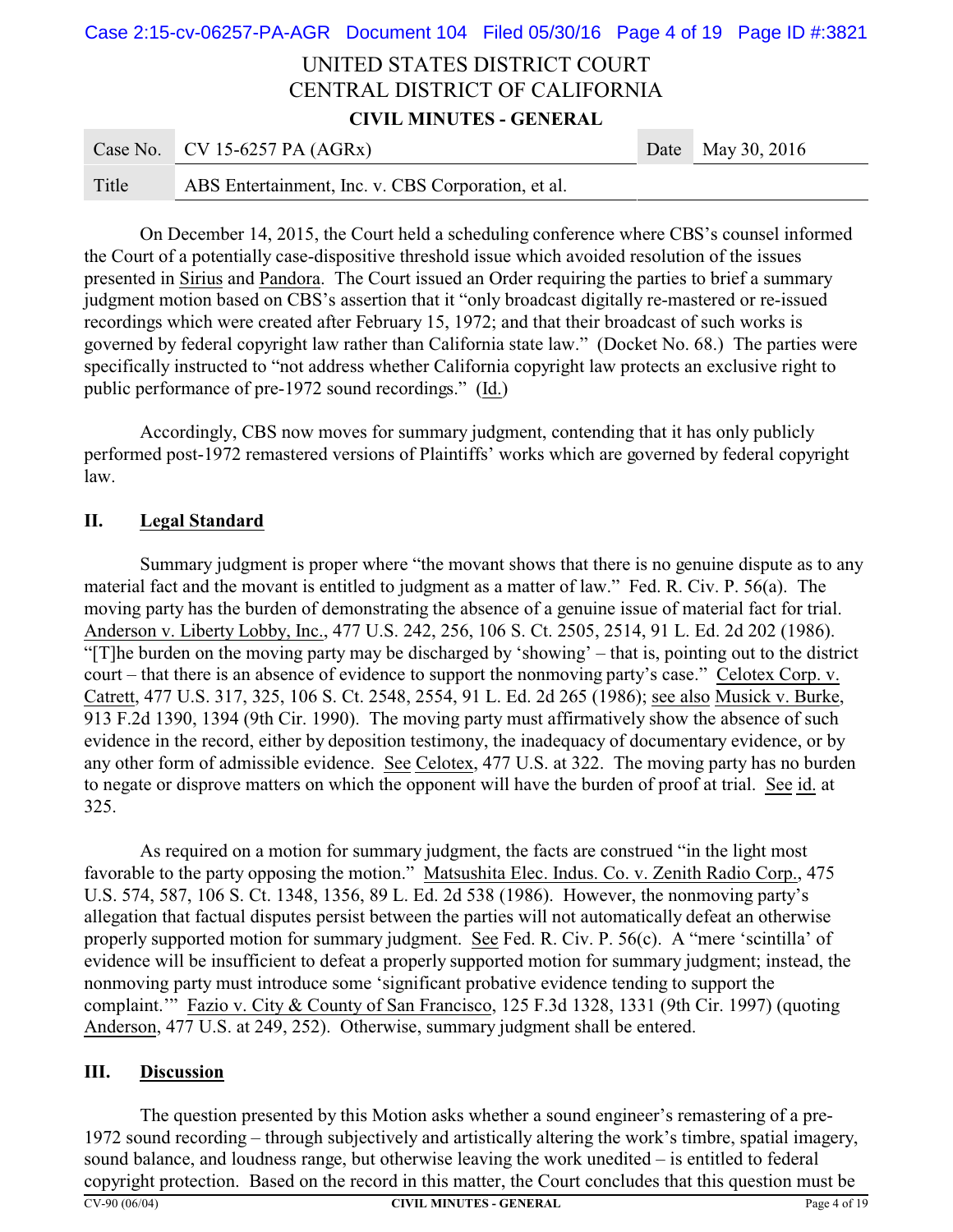On December 14, 2015, the Court held a scheduling conference where CBS's counsel informed the Court of a potentially case-dispositive threshold issue which avoided resolution of the issues presented in Sirius and Pandora. The Court issued an Order requiring the parties to brief a summary judgment motion based on CBS's assertion that it "only broadcast digitally re-mastered or re-issued recordings which were created after February 15, 1972; and that their broadcast of such works is governed by federal copyright law rather than California state law." (Docket No. 68.) The parties were specifically instructed to "not address whether California copyright law protects an exclusive right to public performance of pre-1972 sound recordings." (Id.)

Accordingly, CBS now moves for summary judgment, contending that it has only publicly performed post-1972 remastered versions of Plaintiffs' works which are governed by federal copyright law.

## II. Legal Standard

Summary judgment is proper where "the movant shows that there is no genuine dispute as to any material fact and the movant is entitled to judgment as a matter of law." Fed. R. Civ. P. 56(a). The moving party has the burden of demonstrating the absence of a genuine issue of material fact for trial. Anderson v. Liberty Lobby, Inc., 477 U.S. 242, 256, 106 S. Ct. 2505, 2514, 91 L. Ed. 2d 202 (1986). "[T]he burden on the moving party may be discharged by 'showing' – that is, pointing out to the district court – that there is an absence of evidence to support the nonmoving party's case." Celotex Corp. v. Catrett, 477 U.S. 317, 325, 106 S. Ct. 2548, 2554, 91 L. Ed. 2d 265 (1986); see also Musick v. Burke, 913 F.2d 1390, 1394 (9th Cir. 1990). The moving party must affirmatively show the absence of such evidence in the record, either by deposition testimony, the inadequacy of documentary evidence, or by any other form of admissible evidence. See Celotex, 477 U.S. at 322. The moving party has no burden to negate or disprove matters on which the opponent will have the burden of proof at trial. See id. at 325.

As required on a motion for summary judgment, the facts are construed "in the light most favorable to the party opposing the motion." Matsushita Elec. Indus. Co. v. Zenith Radio Corp., 475 U.S. 574, 587, 106 S. Ct. 1348, 1356, 89 L. Ed. 2d 538 (1986). However, the nonmoving party's allegation that factual disputes persist between the parties will not automatically defeat an otherwise properly supported motion for summary judgment. See Fed. R. Civ. P. 56(c). A "mere 'scintilla' of evidence will be insufficient to defeat a properly supported motion for summary judgment; instead, the nonmoving party must introduce some 'significant probative evidence tending to support the complaint.'" Fazio v. City & County of San Francisco, 125 F.3d 1328, 1331 (9th Cir. 1997) (quoting Anderson, 477 U.S. at 249, 252). Otherwise, summary judgment shall be entered.

## III. Discussion

The question presented by this Motion asks whether a sound engineer's remastering of a pre-1972 sound recording – through subjectively and artistically altering the work's timbre, spatial imagery, sound balance, and loudness range, but otherwise leaving the work unedited – is entitled to federal copyright protection. Based on the record in this matter, the Court concludes that this question must be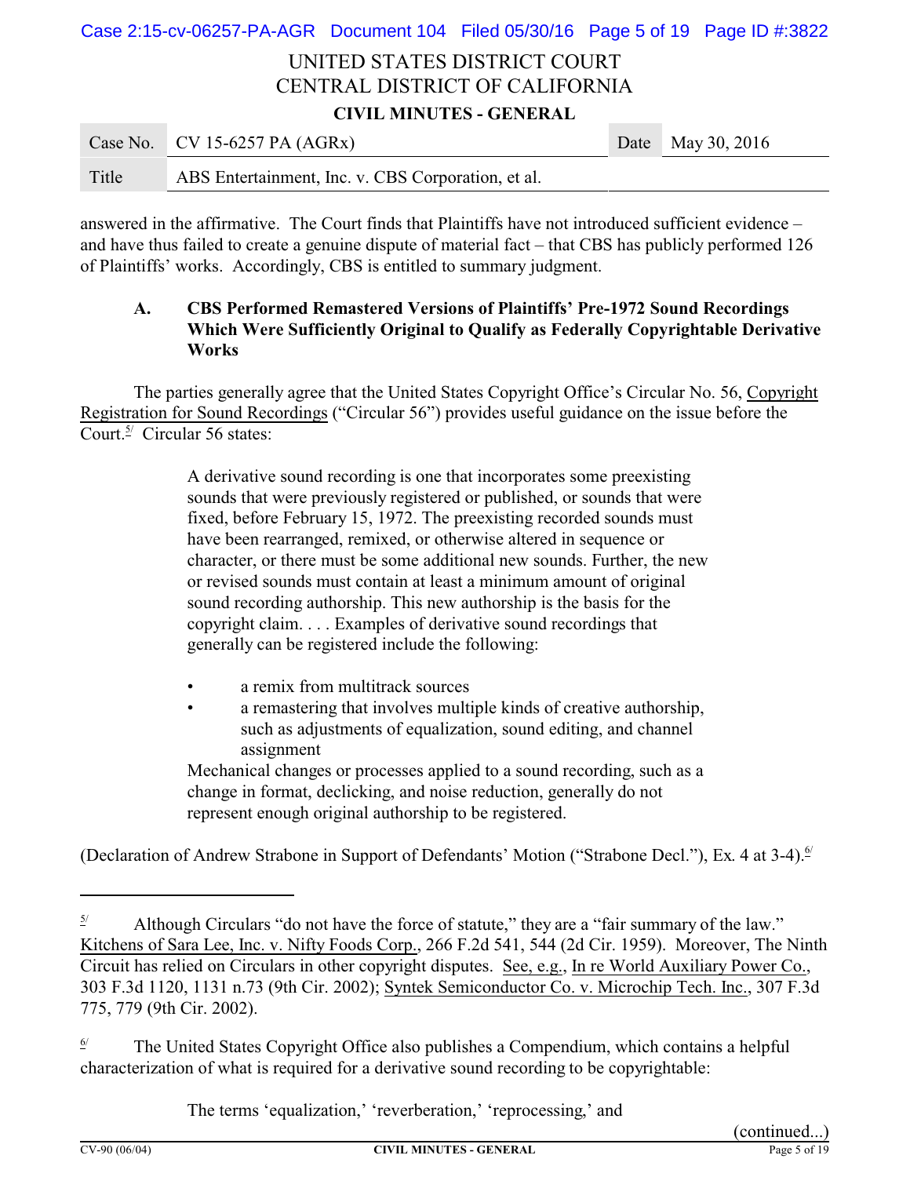answered in the affirmative. The Court finds that Plaintiffs have not introduced sufficient evidence – and have thus failed to create a genuine dispute of material fact – that CBS has publicly performed 126 of Plaintiffs' works. Accordingly, CBS is entitled to summary judgment.

### A. CBS Performed Remastered Versions of Plaintiffs' Pre-1972 Sound Recordings Which Were Sufficiently Original to Qualify as Federally Copyrightable Derivative Works

The parties generally agree that the United States Copyright Office's Circular No. 56, Copyright Registration for Sound Recordings ("Circular 56") provides useful guidance on the issue before the Court.[5/] Circular 56 states:

> A derivative sound recording is one that incorporates some preexisting sounds that were previously registered or published, or sounds that were fixed, before February 15, 1972. The preexisting recorded sounds must have been rearranged, remixed, or otherwise altered in sequence or character, or there must be some additional new sounds. Further, the new or revised sounds must contain at least a minimum amount of original sound recording authorship. This new authorship is the basis for the copyright claim. . . . Examples of derivative sound recordings that generally can be registered include the following:
>
> - a remix from multitrack sources
> - a remastering that involves multiple kinds of creative authorship, such as adjustments of equalization, sound editing, and channel assignment
>
> Mechanical changes or processes applied to a sound recording, such as a change in format, declicking, and noise reduction, generally do not represent enough original authorship to be registered.

(Declaration of Andrew Strabone in Support of Defendants' Motion ("Strabone Decl."), Ex. 4 at 3-4).[6/]

---

[5/] Although Circulars "do not have the force of statute," they are a "fair summary of the law." Kitchens of Sara Lee, Inc. v. Nifty Foods Corp., 266 F.2d 541, 544 (2d Cir. 1959). Moreover, The Ninth Circuit has relied on Circulars in other copyright disputes. See, e.g., In re World Auxiliary Power Co., 303 F.3d 1120, 1131 n.73 (9th Cir. 2002); Syntek Semiconductor Co. v. Microchip Tech. Inc., 307 F.3d 775, 779 (9th Cir. 2002).

[6/] The United States Copyright Office also publishes a Compendium, which contains a helpful characterization of what is required for a derivative sound recording to be copyrightable:

> The terms 'equalization,' 'reverberation,' 'reprocessing,' and

(continued...)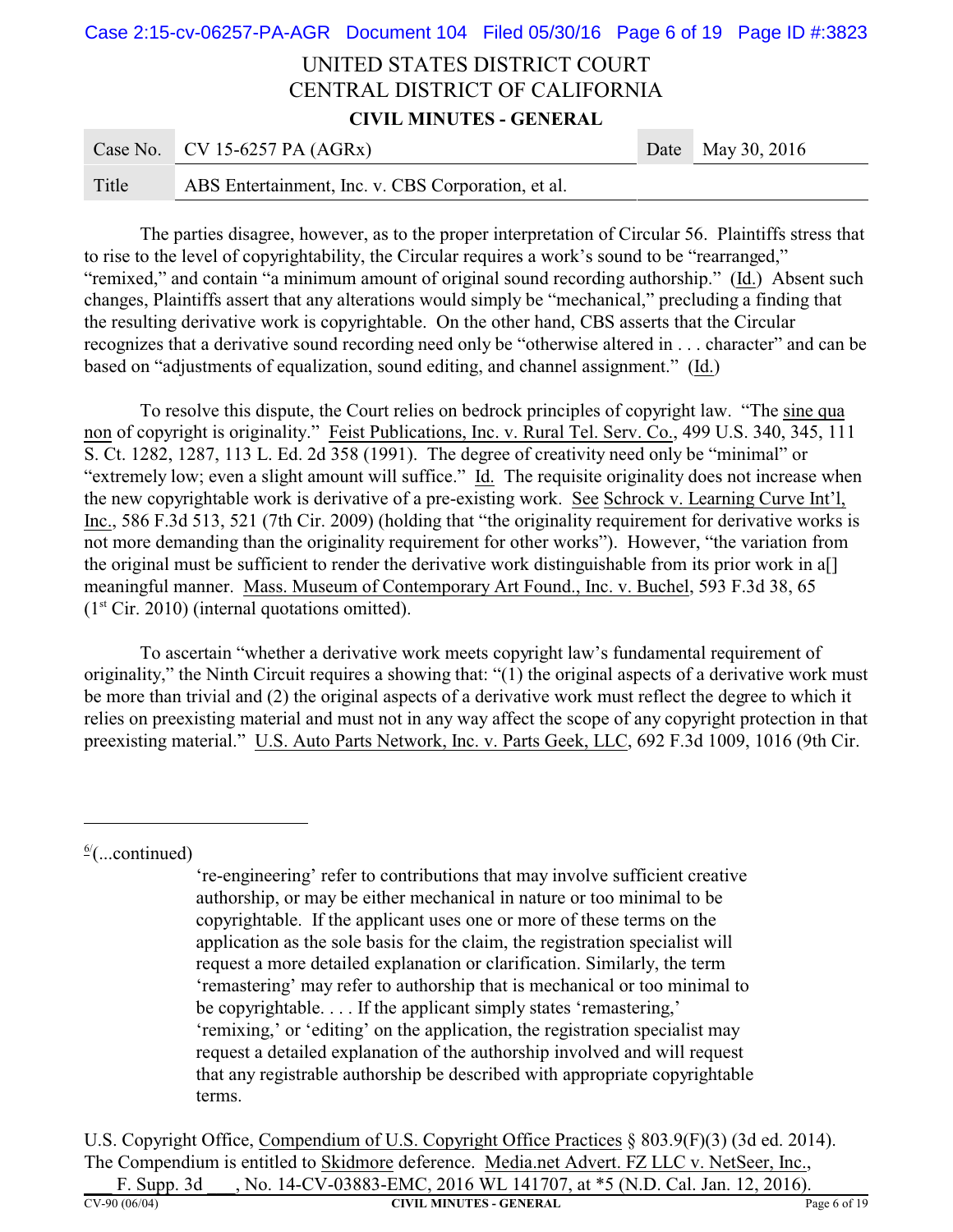The parties disagree, however, as to the proper interpretation of Circular 56. Plaintiffs stress that to rise to the level of copyrightability, the Circular requires a work's sound to be "rearranged," "remixed," and contain "a minimum amount of original sound recording authorship." (Id.) Absent such changes, Plaintiffs assert that any alterations would simply be "mechanical," precluding a finding that the resulting derivative work is copyrightable. On the other hand, CBS asserts that the Circular recognizes that a derivative sound recording need only be "otherwise altered in . . . character" and can be based on "adjustments of equalization, sound editing, and channel assignment." (Id.)

To resolve this dispute, the Court relies on bedrock principles of copyright law. "The sine qua non of copyright is originality." Feist Publications, Inc. v. Rural Tel. Serv. Co., 499 U.S. 340, 345, 111 S. Ct. 1282, 1287, 113 L. Ed. 2d 358 (1991). The degree of creativity need only be "minimal" or "extremely low; even a slight amount will suffice." Id. The requisite originality does not increase when the new copyrightable work is derivative of a pre-existing work. See Schrock v. Learning Curve Int'l, Inc., 586 F.3d 513, 521 (7th Cir. 2009) (holding that "the originality requirement for derivative works is not more demanding than the originality requirement for other works"). However, "the variation from the original must be sufficient to render the derivative work distinguishable from its prior work in a[] meaningful manner. Mass. Museum of Contemporary Art Found., Inc. v. Buchel, 593 F.3d 38, 65 (1st Cir. 2010) (internal quotations omitted).

To ascertain "whether a derivative work meets copyright law's fundamental requirement of originality," the Ninth Circuit requires a showing that: "(1) the original aspects of a derivative work must be more than trivial and (2) the original aspects of a derivative work must reflect the degree to which it relies on preexisting material and must not in any way affect the scope of any copyright protection in that preexisting material." U.S. Auto Parts Network, Inc. v. Parts Geek, LLC, 692 F.3d 1009, 1016 (9th Cir.

---

[6](...continued)

> 're-engineering' refer to contributions that may involve sufficient creative authorship, or may be either mechanical in nature or too minimal to be copyrightable. If the applicant uses one or more of these terms on the application as the sole basis for the claim, the registration specialist will request a more detailed explanation or clarification. Similarly, the term 'remastering' may refer to authorship that is mechanical or too minimal to be copyrightable. . . . If the applicant simply states 'remastering,' 'remixing,' or 'editing' on the application, the registration specialist may request a detailed explanation of the authorship involved and will request that any registrable authorship be described with appropriate copyrightable terms.

U.S. Copyright Office, Compendium of U.S. Copyright Office Practices § 803.9(F)(3) (3d ed. 2014). The Compendium is entitled to Skidmore deference. Media.net Advert. FZ LLC v. NetSeer, Inc., ___ F. Supp. 3d ___, No. 14-CV-03883-EMC, 2016 WL 141707, at *5 (N.D. Cal. Jan. 12, 2016).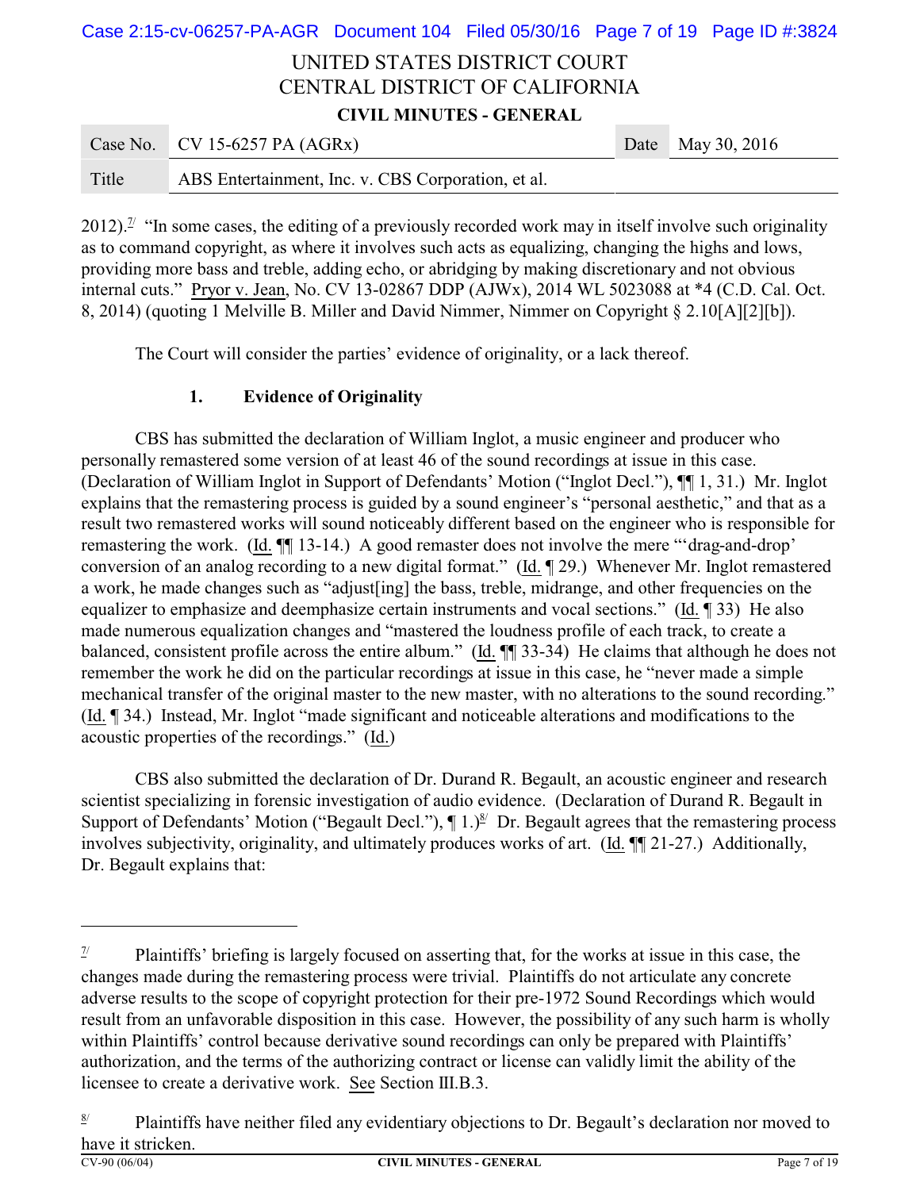2012).[7] "In some cases, the editing of a previously recorded work may in itself involve such originality as to command copyright, as where it involves such acts as equalizing, changing the highs and lows, providing more bass and treble, adding echo, or abridging by making discretionary and not obvious internal cuts." Pryor v. Jean, No. CV 13-02867 DDP (AJWx), 2014 WL 5023088 at *4 (C.D. Cal. Oct. 8, 2014) (quoting 1 Melville B. Miller and David Nimmer, Nimmer on Copyright § 2.10[A][2][b]).

The Court will consider the parties' evidence of originality, or a lack thereof.

### 1. Evidence of Originality

CBS has submitted the declaration of William Inglot, a music engineer and producer who personally remastered some version of at least 46 of the sound recordings at issue in this case. (Declaration of William Inglot in Support of Defendants' Motion ("Inglot Decl."), ¶¶ 1, 31.) Mr. Inglot explains that the remastering process is guided by a sound engineer's "personal aesthetic," and that as a result two remastered works will sound noticeably different based on the engineer who is responsible for remastering the work. (Id. ¶¶ 13-14.) A good remaster does not involve the mere "'drag-and-drop' conversion of an analog recording to a new digital format." (Id. ¶ 29.) Whenever Mr. Inglot remastered a work, he made changes such as "adjust[ing] the bass, treble, midrange, and other frequencies on the equalizer to emphasize and deemphasize certain instruments and vocal sections." (Id. ¶ 33) He also made numerous equalization changes and "mastered the loudness profile of each track, to create a balanced, consistent profile across the entire album." (Id. ¶¶ 33-34) He claims that although he does not remember the work he did on the particular recordings at issue in this case, he "never made a simple mechanical transfer of the original master to the new master, with no alterations to the sound recording." (Id. ¶ 34.) Instead, Mr. Inglot "made significant and noticeable alterations and modifications to the acoustic properties of the recordings." (Id.)

CBS also submitted the declaration of Dr. Durand R. Begault, an acoustic engineer and research scientist specializing in forensic investigation of audio evidence. (Declaration of Durand R. Begault in Support of Defendants' Motion ("Begault Decl."), ¶ 1.)[8] Dr. Begault agrees that the remastering process involves subjectivity, originality, and ultimately produces works of art. (Id. ¶¶ 21-27.) Additionally, Dr. Begault explains that:

---

[7] Plaintiffs' briefing is largely focused on asserting that, for the works at issue in this case, the changes made during the remastering process were trivial. Plaintiffs do not articulate any concrete adverse results to the scope of copyright protection for their pre-1972 Sound Recordings which would result from an unfavorable disposition in this case. However, the possibility of any such harm is wholly within Plaintiffs' control because derivative sound recordings can only be prepared with Plaintiffs' authorization, and the terms of the authorizing contract or license can validly limit the ability of the licensee to create a derivative work. See Section III.B.3.

[8] Plaintiffs have neither filed any evidentiary objections to Dr. Begault's declaration nor moved to have it stricken.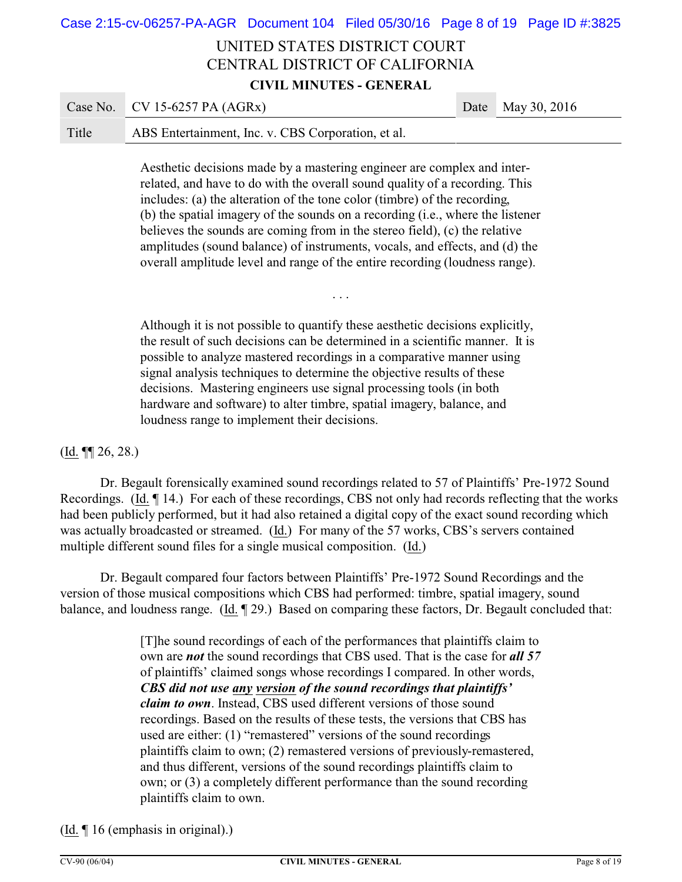> Aesthetic decisions made by a mastering engineer are complex and inter-related, and have to do with the overall sound quality of a recording. This includes: (a) the alteration of the tone color (timbre) of the recording, (b) the spatial imagery of the sounds on a recording (i.e., where the listener believes the sounds are coming from in the stereo field), (c) the relative amplitudes (sound balance) of instruments, vocals, and effects, and (d) the overall amplitude level and range of the entire recording (loudness range).
>
> . . .
>
> Although it is not possible to quantify these aesthetic decisions explicitly, the result of such decisions can be determined in a scientific manner. It is possible to analyze mastered recordings in a comparative manner using signal analysis techniques to determine the objective results of these decisions. Mastering engineers use signal processing tools (in both hardware and software) to alter timbre, spatial imagery, balance, and loudness range to implement their decisions.

(Id. ¶¶ 26, 28.)

Dr. Begault forensically examined sound recordings related to 57 of Plaintiffs' Pre-1972 Sound Recordings. (Id. ¶ 14.) For each of these recordings, CBS not only had records reflecting that the works had been publicly performed, but it had also retained a digital copy of the exact sound recording which was actually broadcasted or streamed. (Id.) For many of the 57 works, CBS's servers contained multiple different sound files for a single musical composition. (Id.)

Dr. Begault compared four factors between Plaintiffs' Pre-1972 Sound Recordings and the version of those musical compositions which CBS had performed: timbre, spatial imagery, sound balance, and loudness range. (Id. ¶ 29.) Based on comparing these factors, Dr. Begault concluded that:

> [T]he sound recordings of each of the performances that plaintiffs claim to own are ***not*** the sound recordings that CBS used. That is the case for ***all 57*** of plaintiffs' claimed songs whose recordings I compared. In other words, ***CBS did not use any version of the sound recordings that plaintiffs' claim to own***. Instead, CBS used different versions of those sound recordings. Based on the results of these tests, the versions that CBS has used are either: (1) "remastered" versions of the sound recordings plaintiffs claim to own; (2) remastered versions of previously-remastered, and thus different, versions of the sound recordings plaintiffs claim to own; or (3) a completely different performance than the sound recording plaintiffs claim to own.

(Id. ¶ 16 (emphasis in original).)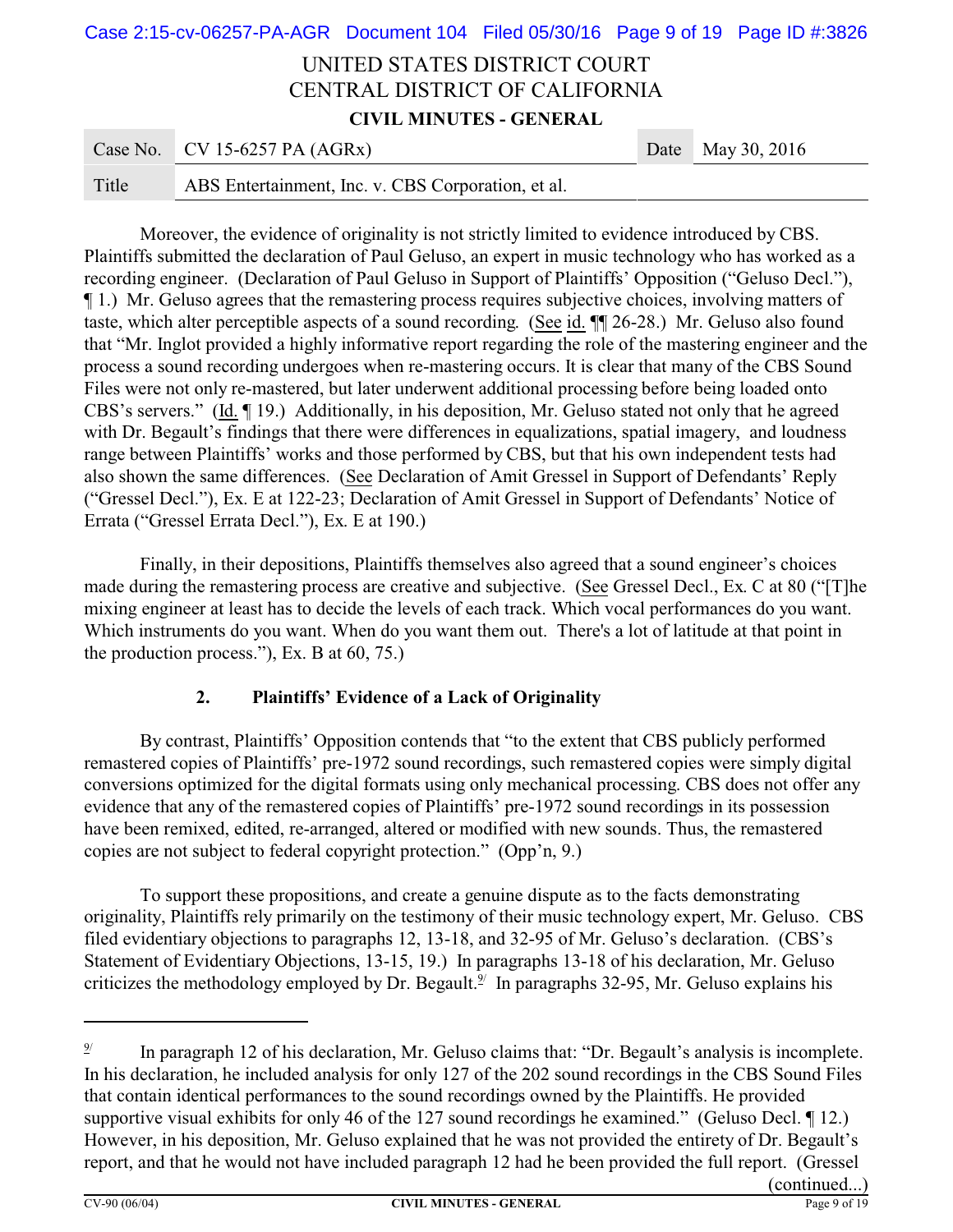Moreover, the evidence of originality is not strictly limited to evidence introduced by CBS. Plaintiffs submitted the declaration of Paul Geluso, an expert in music technology who has worked as a recording engineer. (Declaration of Paul Geluso in Support of Plaintiffs' Opposition ("Geluso Decl."), ¶ 1.) Mr. Geluso agrees that the remastering process requires subjective choices, involving matters of taste, which alter perceptible aspects of a sound recording. (See id. ¶¶ 26-28.) Mr. Geluso also found that "Mr. Inglot provided a highly informative report regarding the role of the mastering engineer and the process a sound recording undergoes when re-mastering occurs. It is clear that many of the CBS Sound Files were not only re-mastered, but later underwent additional processing before being loaded onto CBS's servers." (Id. ¶ 19.) Additionally, in his deposition, Mr. Geluso stated not only that he agreed with Dr. Begault's findings that there were differences in equalizations, spatial imagery, and loudness range between Plaintiffs' works and those performed by CBS, but that his own independent tests had also shown the same differences. (See Declaration of Amit Gressel in Support of Defendants' Reply ("Gressel Decl."), Ex. E at 122-23; Declaration of Amit Gressel in Support of Defendants' Notice of Errata ("Gressel Errata Decl."), Ex. E at 190.)

Finally, in their depositions, Plaintiffs themselves also agreed that a sound engineer's choices made during the remastering process are creative and subjective. (See Gressel Decl., Ex. C at 80 ("[T]he mixing engineer at least has to decide the levels of each track. Which vocal performances do you want. Which instruments do you want. When do you want them out. There's a lot of latitude at that point in the production process."), Ex. B at 60, 75.)

### 2. Plaintiffs' Evidence of a Lack of Originality

By contrast, Plaintiffs' Opposition contends that "to the extent that CBS publicly performed remastered copies of Plaintiffs' pre-1972 sound recordings, such remastered copies were simply digital conversions optimized for the digital formats using only mechanical processing. CBS does not offer any evidence that any of the remastered copies of Plaintiffs' pre-1972 sound recordings in its possession have been remixed, edited, re-arranged, altered or modified with new sounds. Thus, the remastered copies are not subject to federal copyright protection." (Opp'n, 9.)

To support these propositions, and create a genuine dispute as to the facts demonstrating originality, Plaintiffs rely primarily on the testimony of their music technology expert, Mr. Geluso. CBS filed evidentiary objections to paragraphs 12, 13-18, and 32-95 of Mr. Geluso's declaration. (CBS's Statement of Evidentiary Objections, 13-15, 19.) In paragraphs 13-18 of his declaration, Mr. Geluso criticizes the methodology employed by Dr. Begault.[9] In paragraphs 32-95, Mr. Geluso explains his

---

[9] In paragraph 12 of his declaration, Mr. Geluso claims that: "Dr. Begault's analysis is incomplete. In his declaration, he included analysis for only 127 of the 202 sound recordings in the CBS Sound Files that contain identical performances to the sound recordings owned by the Plaintiffs. He provided supportive visual exhibits for only 46 of the 127 sound recordings he examined." (Geluso Decl. ¶ 12.) However, in his deposition, Mr. Geluso explained that he was not provided the entirety of Dr. Begault's report, and that he would not have included paragraph 12 had he been provided the full report. (Gressel

(continued...)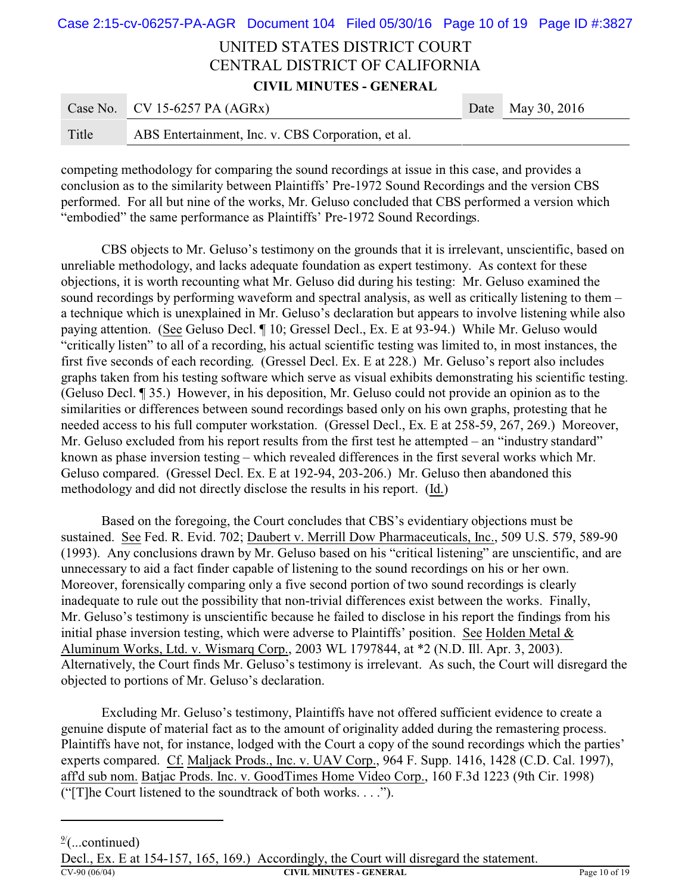competing methodology for comparing the sound recordings at issue in this case, and provides a conclusion as to the similarity between Plaintiffs' Pre-1972 Sound Recordings and the version CBS performed. For all but nine of the works, Mr. Geluso concluded that CBS performed a version which "embodied" the same performance as Plaintiffs' Pre-1972 Sound Recordings.

CBS objects to Mr. Geluso's testimony on the grounds that it is irrelevant, unscientific, based on unreliable methodology, and lacks adequate foundation as expert testimony. As context for these objections, it is worth recounting what Mr. Geluso did during his testing: Mr. Geluso examined the sound recordings by performing waveform and spectral analysis, as well as critically listening to them – a technique which is unexplained in Mr. Geluso's declaration but appears to involve listening while also paying attention. (See Geluso Decl. ¶ 10; Gressel Decl., Ex. E at 93-94.) While Mr. Geluso would "critically listen" to all of a recording, his actual scientific testing was limited to, in most instances, the first five seconds of each recording. (Gressel Decl. Ex. E at 228.) Mr. Geluso's report also includes graphs taken from his testing software which serve as visual exhibits demonstrating his scientific testing. (Geluso Decl. ¶ 35.) However, in his deposition, Mr. Geluso could not provide an opinion as to the similarities or differences between sound recordings based only on his own graphs, protesting that he needed access to his full computer workstation. (Gressel Decl., Ex. E at 258-59, 267, 269.) Moreover, Mr. Geluso excluded from his report results from the first test he attempted – an "industry standard" known as phase inversion testing – which revealed differences in the first several works which Mr. Geluso compared. (Gressel Decl. Ex. E at 192-94, 203-206.) Mr. Geluso then abandoned this methodology and did not directly disclose the results in his report. (Id.)

Based on the foregoing, the Court concludes that CBS's evidentiary objections must be sustained. See Fed. R. Evid. 702; Daubert v. Merrill Dow Pharmaceuticals, Inc., 509 U.S. 579, 589-90 (1993). Any conclusions drawn by Mr. Geluso based on his "critical listening" are unscientific, and are unnecessary to aid a fact finder capable of listening to the sound recordings on his or her own. Moreover, forensically comparing only a five second portion of two sound recordings is clearly inadequate to rule out the possibility that non-trivial differences exist between the works. Finally, Mr. Geluso's testimony is unscientific because he failed to disclose in his report the findings from his initial phase inversion testing, which were adverse to Plaintiffs' position. See Holden Metal & Aluminum Works, Ltd. v. Wismarq Corp., 2003 WL 1797844, at *2 (N.D. Ill. Apr. 3, 2003). Alternatively, the Court finds Mr. Geluso's testimony is irrelevant. As such, the Court will disregard the objected to portions of Mr. Geluso's declaration.

Excluding Mr. Geluso's testimony, Plaintiffs have not offered sufficient evidence to create a genuine dispute of material fact as to the amount of originality added during the remastering process. Plaintiffs have not, for instance, lodged with the Court a copy of the sound recordings which the parties' experts compared. Cf. Maljack Prods., Inc. v. UAV Corp., 964 F. Supp. 1416, 1428 (C.D. Cal. 1997), aff'd sub nom. Batjac Prods. Inc. v. GoodTimes Home Video Corp., 160 F.3d 1223 (9th Cir. 1998) ("[T]he Court listened to the soundtrack of both works. . . .").

---

[9](...continued)
Decl., Ex. E at 154-157, 165, 169.) Accordingly, the Court will disregard the statement.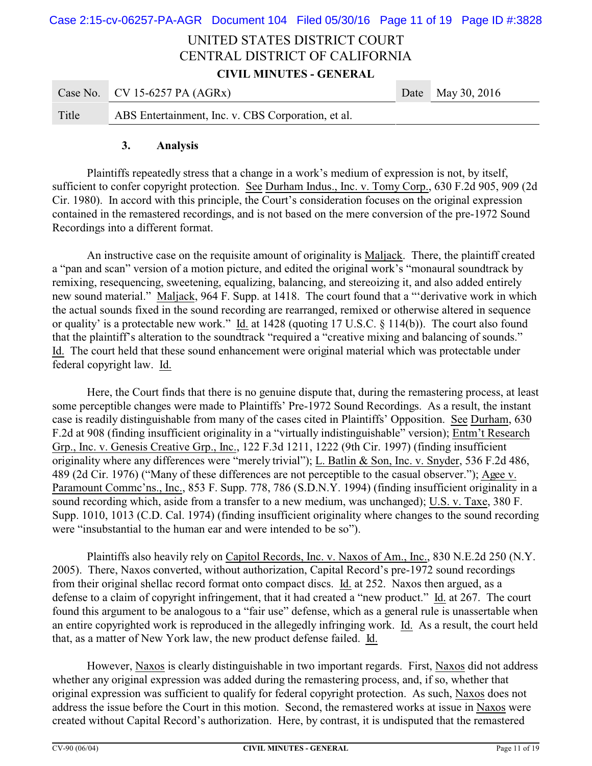**3. Analysis**

Plaintiffs repeatedly stress that a change in a work's medium of expression is not, by itself, sufficient to confer copyright protection. See Durham Indus., Inc. v. Tomy Corp., 630 F.2d 905, 909 (2d Cir. 1980). In accord with this principle, the Court's consideration focuses on the original expression contained in the remastered recordings, and is not based on the mere conversion of the pre-1972 Sound Recordings into a different format.

An instructive case on the requisite amount of originality is Maljack. There, the plaintiff created a "pan and scan" version of a motion picture, and edited the original work's "monaural soundtrack by remixing, resequencing, sweetening, equalizing, balancing, and stereoizing it, and also added entirely new sound material." Maljack, 964 F. Supp. at 1418. The court found that a "'derivative work in which the actual sounds fixed in the sound recording are rearranged, remixed or otherwise altered in sequence or quality' is a protectable new work." Id. at 1428 (quoting 17 U.S.C. § 114(b)). The court also found that the plaintiff's alteration to the soundtrack "required a "creative mixing and balancing of sounds." Id. The court held that these sound enhancement were original material which was protectable under federal copyright law. Id.

Here, the Court finds that there is no genuine dispute that, during the remastering process, at least some perceptible changes were made to Plaintiffs' Pre-1972 Sound Recordings. As a result, the instant case is readily distinguishable from many of the cases cited in Plaintiffs' Opposition. See Durham, 630 F.2d at 908 (finding insufficient originality in a "virtually indistinguishable" version); Entm't Research Grp., Inc. v. Genesis Creative Grp., Inc., 122 F.3d 1211, 1222 (9th Cir. 1997) (finding insufficient originality where any differences were "merely trivial"); L. Batlin & Son, Inc. v. Snyder, 536 F.2d 486, 489 (2d Cir. 1976) ("Many of these differences are not perceptible to the casual observer."); Agee v. Paramount Commc'ns., Inc., 853 F. Supp. 778, 786 (S.D.N.Y. 1994) (finding insufficient originality in a sound recording which, aside from a transfer to a new medium, was unchanged); U.S. v. Taxe, 380 F. Supp. 1010, 1013 (C.D. Cal. 1974) (finding insufficient originality where changes to the sound recording were "insubstantial to the human ear and were intended to be so").

Plaintiffs also heavily rely on Capitol Records, Inc. v. Naxos of Am., Inc., 830 N.E.2d 250 (N.Y. 2005). There, Naxos converted, without authorization, Capital Record's pre-1972 sound recordings from their original shellac record format onto compact discs. Id. at 252. Naxos then argued, as a defense to a claim of copyright infringement, that it had created a "new product." Id. at 267. The court found this argument to be analogous to a "fair use" defense, which as a general rule is unassertable when an entire copyrighted work is reproduced in the allegedly infringing work. Id. As a result, the court held that, as a matter of New York law, the new product defense failed. Id.

However, Naxos is clearly distinguishable in two important regards. First, Naxos did not address whether any original expression was added during the remastering process, and, if so, whether that original expression was sufficient to qualify for federal copyright protection. As such, Naxos does not address the issue before the Court in this motion. Second, the remastered works at issue in Naxos were created without Capital Record's authorization. Here, by contrast, it is undisputed that the remastered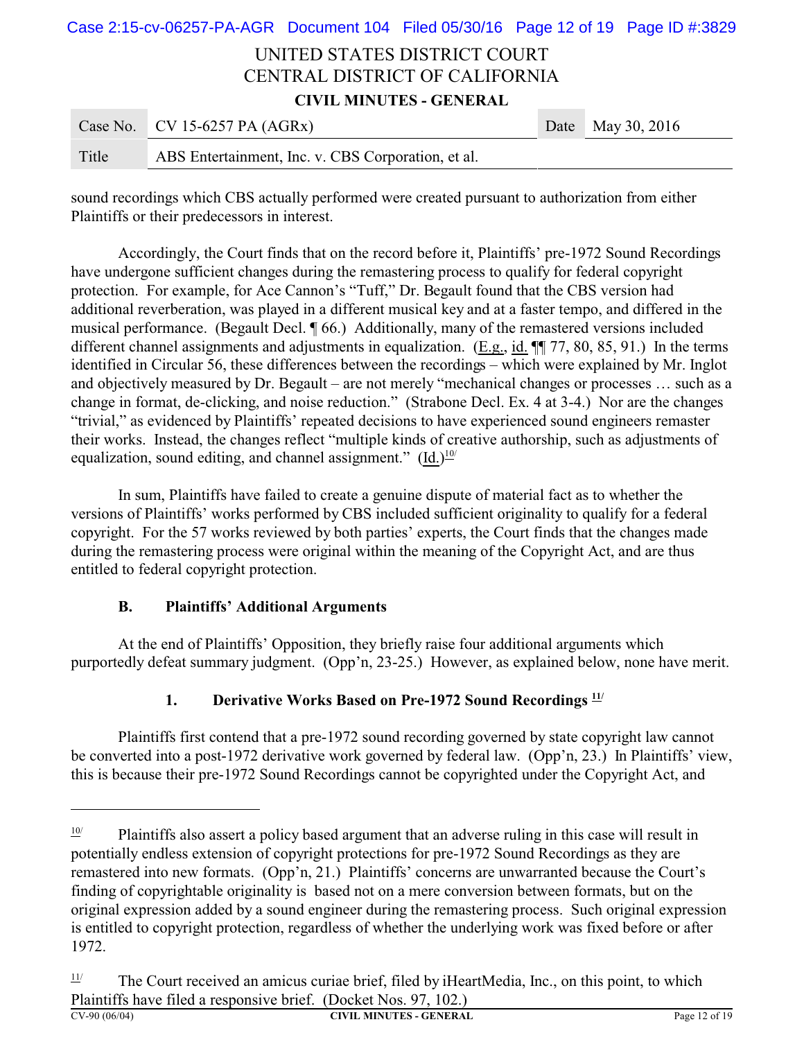sound recordings which CBS actually performed were created pursuant to authorization from either Plaintiffs or their predecessors in interest.

Accordingly, the Court finds that on the record before it, Plaintiffs' pre-1972 Sound Recordings have undergone sufficient changes during the remastering process to qualify for federal copyright protection. For example, for Ace Cannon's "Tuff," Dr. Begault found that the CBS version had additional reverberation, was played in a different musical key and at a faster tempo, and differed in the musical performance. (Begault Decl. ¶ 66.) Additionally, many of the remastered versions included different channel assignments and adjustments in equalization. (E.g., id. ¶¶ 77, 80, 85, 91.) In the terms identified in Circular 56, these differences between the recordings – which were explained by Mr. Inglot and objectively measured by Dr. Begault – are not merely "mechanical changes or processes … such as a change in format, de-clicking, and noise reduction." (Strabone Decl. Ex. 4 at 3-4.) Nor are the changes "trivial," as evidenced by Plaintiffs' repeated decisions to have experienced sound engineers remaster their works. Instead, the changes reflect "multiple kinds of creative authorship, such as adjustments of equalization, sound editing, and channel assignment." (Id.)[10]

In sum, Plaintiffs have failed to create a genuine dispute of material fact as to whether the versions of Plaintiffs' works performed by CBS included sufficient originality to qualify for a federal copyright. For the 57 works reviewed by both parties' experts, the Court finds that the changes made during the remastering process were original within the meaning of the Copyright Act, and are thus entitled to federal copyright protection.

### B. Plaintiffs' Additional Arguments

At the end of Plaintiffs' Opposition, they briefly raise four additional arguments which purportedly defeat summary judgment. (Opp'n, 23-25.) However, as explained below, none have merit.

#### 1. Derivative Works Based on Pre-1972 Sound Recordings [11]

Plaintiffs first contend that a pre-1972 sound recording governed by state copyright law cannot be converted into a post-1972 derivative work governed by federal law. (Opp'n, 23.) In Plaintiffs' view, this is because their pre-1972 Sound Recordings cannot be copyrighted under the Copyright Act, and

---

[10] Plaintiffs also assert a policy based argument that an adverse ruling in this case will result in potentially endless extension of copyright protections for pre-1972 Sound Recordings as they are remastered into new formats. (Opp'n, 21.) Plaintiffs' concerns are unwarranted because the Court's finding of copyrightable originality is based not on a mere conversion between formats, but on the original expression added by a sound engineer during the remastering process. Such original expression is entitled to copyright protection, regardless of whether the underlying work was fixed before or after 1972.

[11] The Court received an amicus curiae brief, filed by iHeartMedia, Inc., on this point, to which Plaintiffs have filed a responsive brief. (Docket Nos. 97, 102.)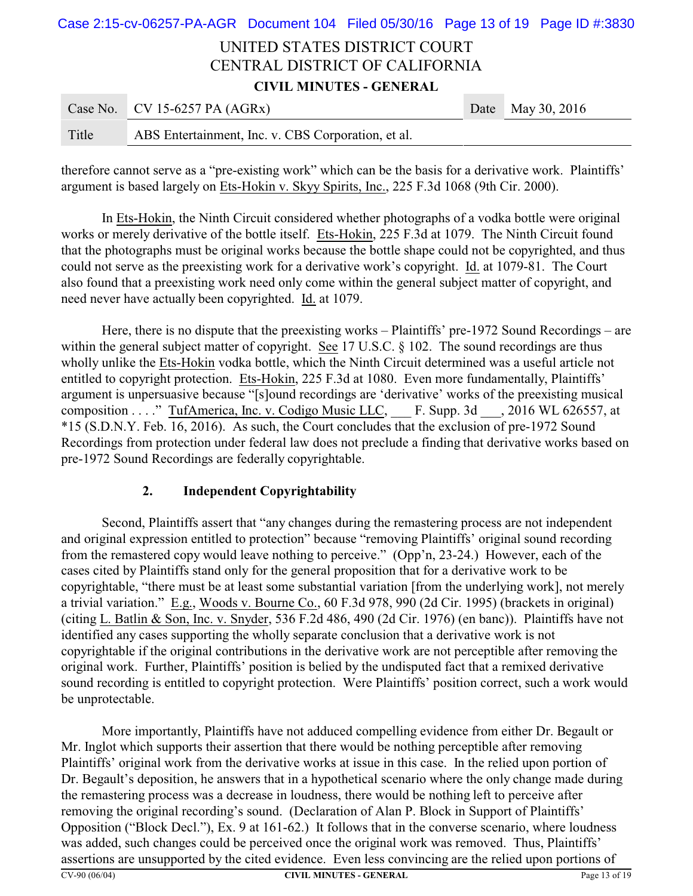therefore cannot serve as a "pre-existing work" which can be the basis for a derivative work. Plaintiffs' argument is based largely on Ets-Hokin v. Skyy Spirits, Inc., 225 F.3d 1068 (9th Cir. 2000).

In Ets-Hokin, the Ninth Circuit considered whether photographs of a vodka bottle were original works or merely derivative of the bottle itself. Ets-Hokin, 225 F.3d at 1079. The Ninth Circuit found that the photographs must be original works because the bottle shape could not be copyrighted, and thus could not serve as the preexisting work for a derivative work's copyright. Id. at 1079-81. The Court also found that a preexisting work need only come within the general subject matter of copyright, and need never have actually been copyrighted. Id. at 1079.

Here, there is no dispute that the preexisting works – Plaintiffs' pre-1972 Sound Recordings – are within the general subject matter of copyright. See 17 U.S.C. § 102. The sound recordings are thus wholly unlike the Ets-Hokin vodka bottle, which the Ninth Circuit determined was a useful article not entitled to copyright protection. Ets-Hokin, 225 F.3d at 1080. Even more fundamentally, Plaintiffs' argument is unpersuasive because "[s]ound recordings are 'derivative' works of the preexisting musical composition . . . ." TufAmerica, Inc. v. Codigo Music LLC, ___ F. Supp. 3d ___, 2016 WL 626557, at *15 (S.D.N.Y. Feb. 16, 2016). As such, the Court concludes that the exclusion of pre-1972 Sound Recordings from protection under federal law does not preclude a finding that derivative works based on pre-1972 Sound Recordings are federally copyrightable.

### 2. Independent Copyrightability

Second, Plaintiffs assert that "any changes during the remastering process are not independent and original expression entitled to protection" because "removing Plaintiffs' original sound recording from the remastered copy would leave nothing to perceive." (Opp'n, 23-24.) However, each of the cases cited by Plaintiffs stand only for the general proposition that for a derivative work to be copyrightable, "there must be at least some substantial variation [from the underlying work], not merely a trivial variation." E.g., Woods v. Bourne Co., 60 F.3d 978, 990 (2d Cir. 1995) (brackets in original) (citing L. Batlin & Son, Inc. v. Snyder, 536 F.2d 486, 490 (2d Cir. 1976) (en banc)). Plaintiffs have not identified any cases supporting the wholly separate conclusion that a derivative work is not copyrightable if the original contributions in the derivative work are not perceptible after removing the original work. Further, Plaintiffs' position is belied by the undisputed fact that a remixed derivative sound recording is entitled to copyright protection. Were Plaintiffs' position correct, such a work would be unprotectable.

More importantly, Plaintiffs have not adduced compelling evidence from either Dr. Begault or Mr. Inglot which supports their assertion that there would be nothing perceptible after removing Plaintiffs' original work from the derivative works at issue in this case. In the relied upon portion of Dr. Begault's deposition, he answers that in a hypothetical scenario where the only change made during the remastering process was a decrease in loudness, there would be nothing left to perceive after removing the original recording's sound. (Declaration of Alan P. Block in Support of Plaintiffs' Opposition ("Block Decl."), Ex. 9 at 161-62.) It follows that in the converse scenario, where loudness was added, such changes could be perceived once the original work was removed. Thus, Plaintiffs' assertions are unsupported by the cited evidence. Even less convincing are the relied upon portions of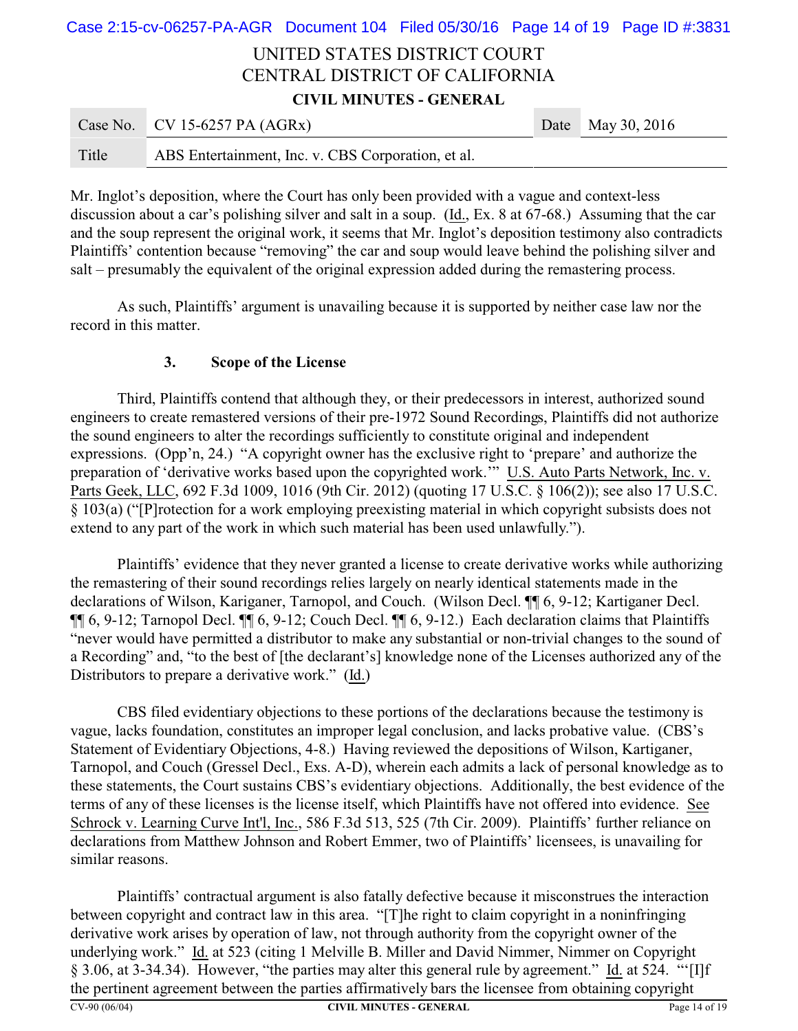Mr. Inglot's deposition, where the Court has only been provided with a vague and context-less discussion about a car's polishing silver and salt in a soup. (Id., Ex. 8 at 67-68.) Assuming that the car and the soup represent the original work, it seems that Mr. Inglot's deposition testimony also contradicts Plaintiffs' contention because "removing" the car and soup would leave behind the polishing silver and salt – presumably the equivalent of the original expression added during the remastering process.

As such, Plaintiffs' argument is unavailing because it is supported by neither case law nor the record in this matter.

### 3. Scope of the License

Third, Plaintiffs contend that although they, or their predecessors in interest, authorized sound engineers to create remastered versions of their pre-1972 Sound Recordings, Plaintiffs did not authorize the sound engineers to alter the recordings sufficiently to constitute original and independent expressions. (Opp'n, 24.) "A copyright owner has the exclusive right to 'prepare' and authorize the preparation of 'derivative works based upon the copyrighted work.'" U.S. Auto Parts Network, Inc. v. Parts Geek, LLC, 692 F.3d 1009, 1016 (9th Cir. 2012) (quoting 17 U.S.C. § 106(2)); see also 17 U.S.C. § 103(a) ("[P]rotection for a work employing preexisting material in which copyright subsists does not extend to any part of the work in which such material has been used unlawfully.").

Plaintiffs' evidence that they never granted a license to create derivative works while authorizing the remastering of their sound recordings relies largely on nearly identical statements made in the declarations of Wilson, Kariganer, Tarnopol, and Couch. (Wilson Decl. ¶¶ 6, 9-12; Kartiganer Decl. ¶¶ 6, 9-12; Tarnopol Decl. ¶¶ 6, 9-12; Couch Decl. ¶¶ 6, 9-12.) Each declaration claims that Plaintiffs "never would have permitted a distributor to make any substantial or non-trivial changes to the sound of a Recording" and, "to the best of [the declarant's] knowledge none of the Licenses authorized any of the Distributors to prepare a derivative work." (Id.)

CBS filed evidentiary objections to these portions of the declarations because the testimony is vague, lacks foundation, constitutes an improper legal conclusion, and lacks probative value. (CBS's Statement of Evidentiary Objections, 4-8.) Having reviewed the depositions of Wilson, Kartiganer, Tarnopol, and Couch (Gressel Decl., Exs. A-D), wherein each admits a lack of personal knowledge as to these statements, the Court sustains CBS's evidentiary objections. Additionally, the best evidence of the terms of any of these licenses is the license itself, which Plaintiffs have not offered into evidence. See Schrock v. Learning Curve Int'l, Inc., 586 F.3d 513, 525 (7th Cir. 2009). Plaintiffs' further reliance on declarations from Matthew Johnson and Robert Emmer, two of Plaintiffs' licensees, is unavailing for similar reasons.

Plaintiffs' contractual argument is also fatally defective because it misconstrues the interaction between copyright and contract law in this area. "[T]he right to claim copyright in a noninfringing derivative work arises by operation of law, not through authority from the copyright owner of the underlying work." Id. at 523 (citing 1 Melville B. Miller and David Nimmer, Nimmer on Copyright § 3.06, at 3-34.34). However, "the parties may alter this general rule by agreement." Id. at 524. "'[I]f the pertinent agreement between the parties affirmatively bars the licensee from obtaining copyright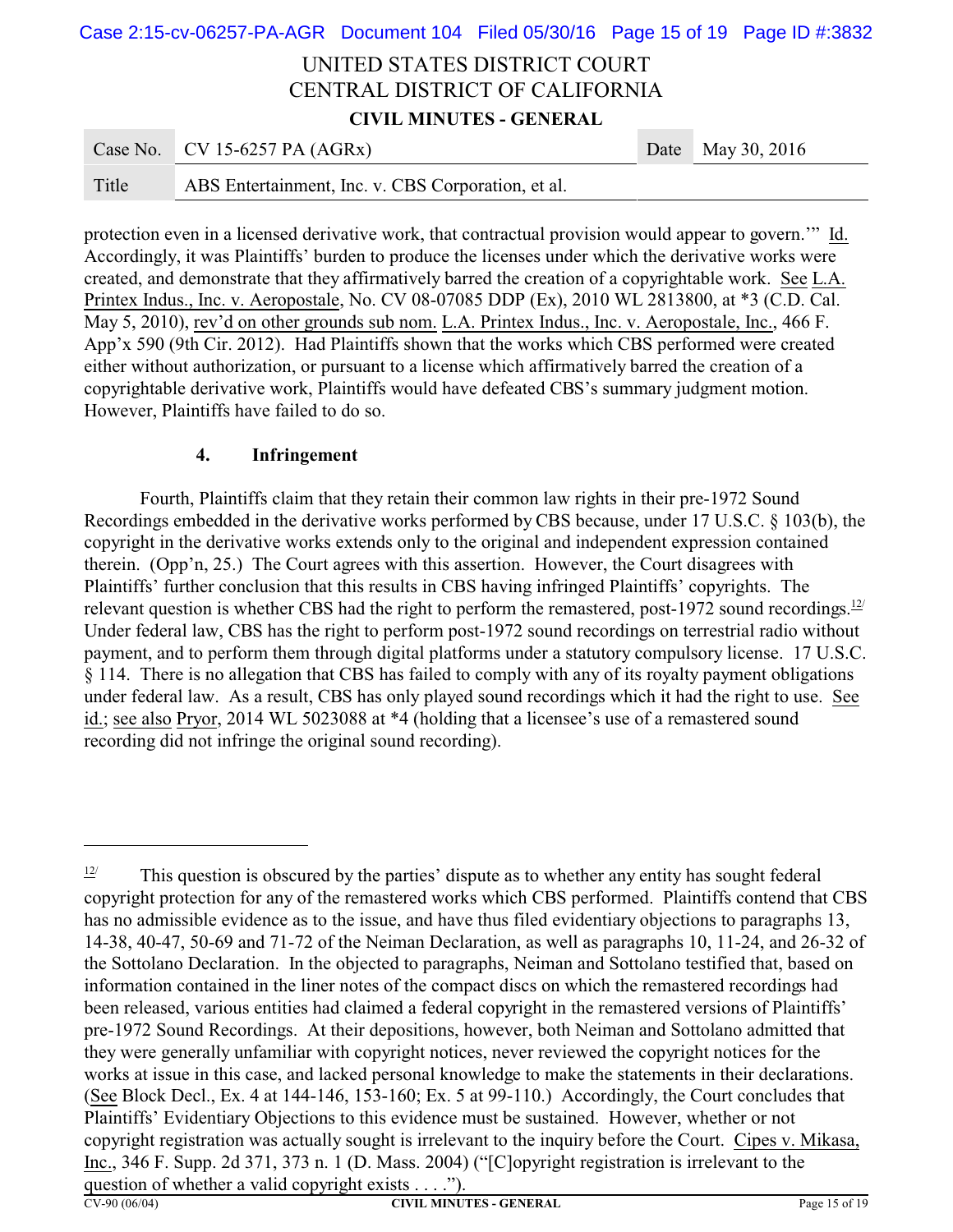protection even in a licensed derivative work, that contractual provision would appear to govern.'" Id. Accordingly, it was Plaintiffs' burden to produce the licenses under which the derivative works were created, and demonstrate that they affirmatively barred the creation of a copyrightable work. See L.A. Printex Indus., Inc. v. Aeropostale, No. CV 08-07085 DDP (Ex), 2010 WL 2813800, at *3 (C.D. Cal. May 5, 2010), rev'd on other grounds sub nom. L.A. Printex Indus., Inc. v. Aeropostale, Inc., 466 F. App'x 590 (9th Cir. 2012). Had Plaintiffs shown that the works which CBS performed were created either without authorization, or pursuant to a license which affirmatively barred the creation of a copyrightable derivative work, Plaintiffs would have defeated CBS's summary judgment motion. However, Plaintiffs have failed to do so.

#### 4. Infringement

Fourth, Plaintiffs claim that they retain their common law rights in their pre-1972 Sound Recordings embedded in the derivative works performed by CBS because, under 17 U.S.C. § 103(b), the copyright in the derivative works extends only to the original and independent expression contained therein. (Opp'n, 25.) The Court agrees with this assertion. However, the Court disagrees with Plaintiffs' further conclusion that this results in CBS having infringed Plaintiffs' copyrights. The relevant question is whether CBS had the right to perform the remastered, post-1972 sound recordings.[12] Under federal law, CBS has the right to perform post-1972 sound recordings on terrestrial radio without payment, and to perform them through digital platforms under a statutory compulsory license. 17 U.S.C. § 114. There is no allegation that CBS has failed to comply with any of its royalty payment obligations under federal law. As a result, CBS has only played sound recordings which it had the right to use. See id.; see also Pryor, 2014 WL 5023088 at *4 (holding that a licensee's use of a remastered sound recording did not infringe the original sound recording).

---

[12] This question is obscured by the parties' dispute as to whether any entity has sought federal copyright protection for any of the remastered works which CBS performed. Plaintiffs contend that CBS has no admissible evidence as to the issue, and have thus filed evidentiary objections to paragraphs 13, 14-38, 40-47, 50-69 and 71-72 of the Neiman Declaration, as well as paragraphs 10, 11-24, and 26-32 of the Sottolano Declaration. In the objected to paragraphs, Neiman and Sottolano testified that, based on information contained in the liner notes of the compact discs on which the remastered recordings had been released, various entities had claimed a federal copyright in the remastered versions of Plaintiffs' pre-1972 Sound Recordings. At their depositions, however, both Neiman and Sottolano admitted that they were generally unfamiliar with copyright notices, never reviewed the copyright notices for the works at issue in this case, and lacked personal knowledge to make the statements in their declarations. (See Block Decl., Ex. 4 at 144-146, 153-160; Ex. 5 at 99-110.) Accordingly, the Court concludes that Plaintiffs' Evidentiary Objections to this evidence must be sustained. However, whether or not copyright registration was actually sought is irrelevant to the inquiry before the Court. Cipes v. Mikasa, Inc., 346 F. Supp. 2d 371, 373 n. 1 (D. Mass. 2004) ("[C]opyright registration is irrelevant to the question of whether a valid copyright exists . . . .").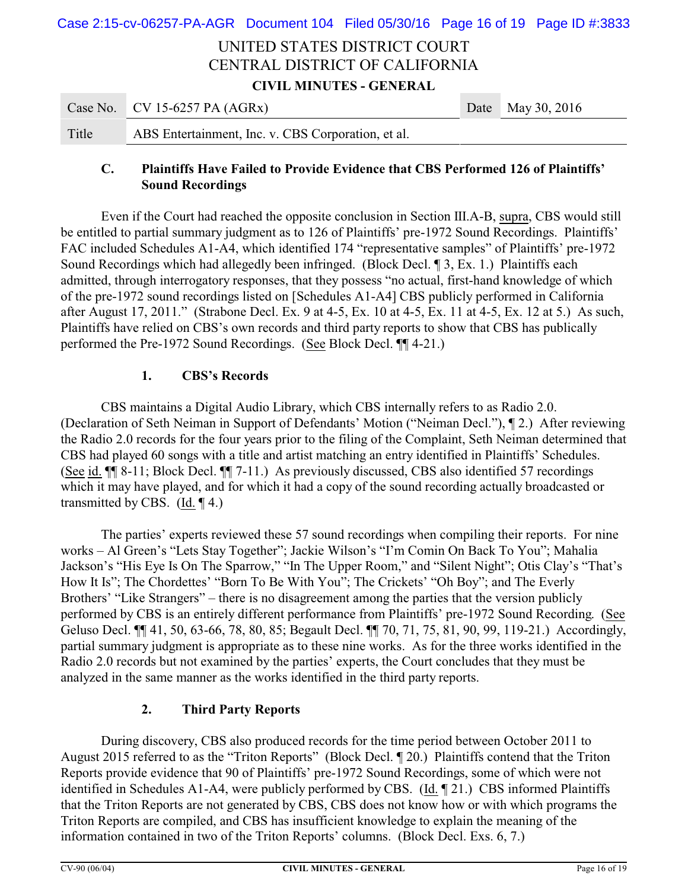UNITED STATES DISTRICT COURT
CENTRAL DISTRICT OF CALIFORNIA

**CIVIL MINUTES - GENERAL**

| Case No. | CV 15-6257 PA (AGRx) | Date | May 30, 2016 |
|---|---|---|---|
| Title | ABS Entertainment, Inc. v. CBS Corporation, et al. | | |

### C. Plaintiffs Have Failed to Provide Evidence that CBS Performed 126 of Plaintiffs' Sound Recordings

Even if the Court had reached the opposite conclusion in Section III.A-B, supra, CBS would still be entitled to partial summary judgment as to 126 of Plaintiffs' pre-1972 Sound Recordings. Plaintiffs' FAC included Schedules A1-A4, which identified 174 "representative samples" of Plaintiffs' pre-1972 Sound Recordings which had allegedly been infringed. (Block Decl. ¶ 3, Ex. 1.) Plaintiffs each admitted, through interrogatory responses, that they possess "no actual, first-hand knowledge of which of the pre-1972 sound recordings listed on [Schedules A1-A4] CBS publicly performed in California after August 17, 2011." (Strabone Decl. Ex. 9 at 4-5, Ex. 10 at 4-5, Ex. 11 at 4-5, Ex. 12 at 5.) As such, Plaintiffs have relied on CBS's own records and third party reports to show that CBS has publically performed the Pre-1972 Sound Recordings. (See Block Decl. ¶¶ 4-21.)

#### 1. CBS's Records

CBS maintains a Digital Audio Library, which CBS internally refers to as Radio 2.0. (Declaration of Seth Neiman in Support of Defendants' Motion ("Neiman Decl."), ¶ 2.) After reviewing the Radio 2.0 records for the four years prior to the filing of the Complaint, Seth Neiman determined that CBS had played 60 songs with a title and artist matching an entry identified in Plaintiffs' Schedules. (See id. ¶¶ 8-11; Block Decl. ¶¶ 7-11.) As previously discussed, CBS also identified 57 recordings which it may have played, and for which it had a copy of the sound recording actually broadcasted or transmitted by CBS. (Id. ¶ 4.)

The parties' experts reviewed these 57 sound recordings when compiling their reports. For nine works – Al Green's "Lets Stay Together"; Jackie Wilson's "I'm Comin On Back To You"; Mahalia Jackson's "His Eye Is On The Sparrow," "In The Upper Room," and "Silent Night"; Otis Clay's "That's How It Is"; The Chordettes' "Born To Be With You"; The Crickets' "Oh Boy"; and The Everly Brothers' "Like Strangers" – there is no disagreement among the parties that the version publicly performed by CBS is an entirely different performance from Plaintiffs' pre-1972 Sound Recording. (See Geluso Decl. ¶¶ 41, 50, 63-66, 78, 80, 85; Begault Decl. ¶¶ 70, 71, 75, 81, 90, 99, 119-21.) Accordingly, partial summary judgment is appropriate as to these nine works. As for the three works identified in the Radio 2.0 records but not examined by the parties' experts, the Court concludes that they must be analyzed in the same manner as the works identified in the third party reports.

#### 2. Third Party Reports

During discovery, CBS also produced records for the time period between October 2011 to August 2015 referred to as the "Triton Reports" (Block Decl. ¶ 20.) Plaintiffs contend that the Triton Reports provide evidence that 90 of Plaintiffs' pre-1972 Sound Recordings, some of which were not identified in Schedules A1-A4, were publicly performed by CBS. (Id. ¶ 21.) CBS informed Plaintiffs that the Triton Reports are not generated by CBS, CBS does not know how or with which programs the Triton Reports are compiled, and CBS has insufficient knowledge to explain the meaning of the information contained in two of the Triton Reports' columns. (Block Decl. Exs. 6, 7.)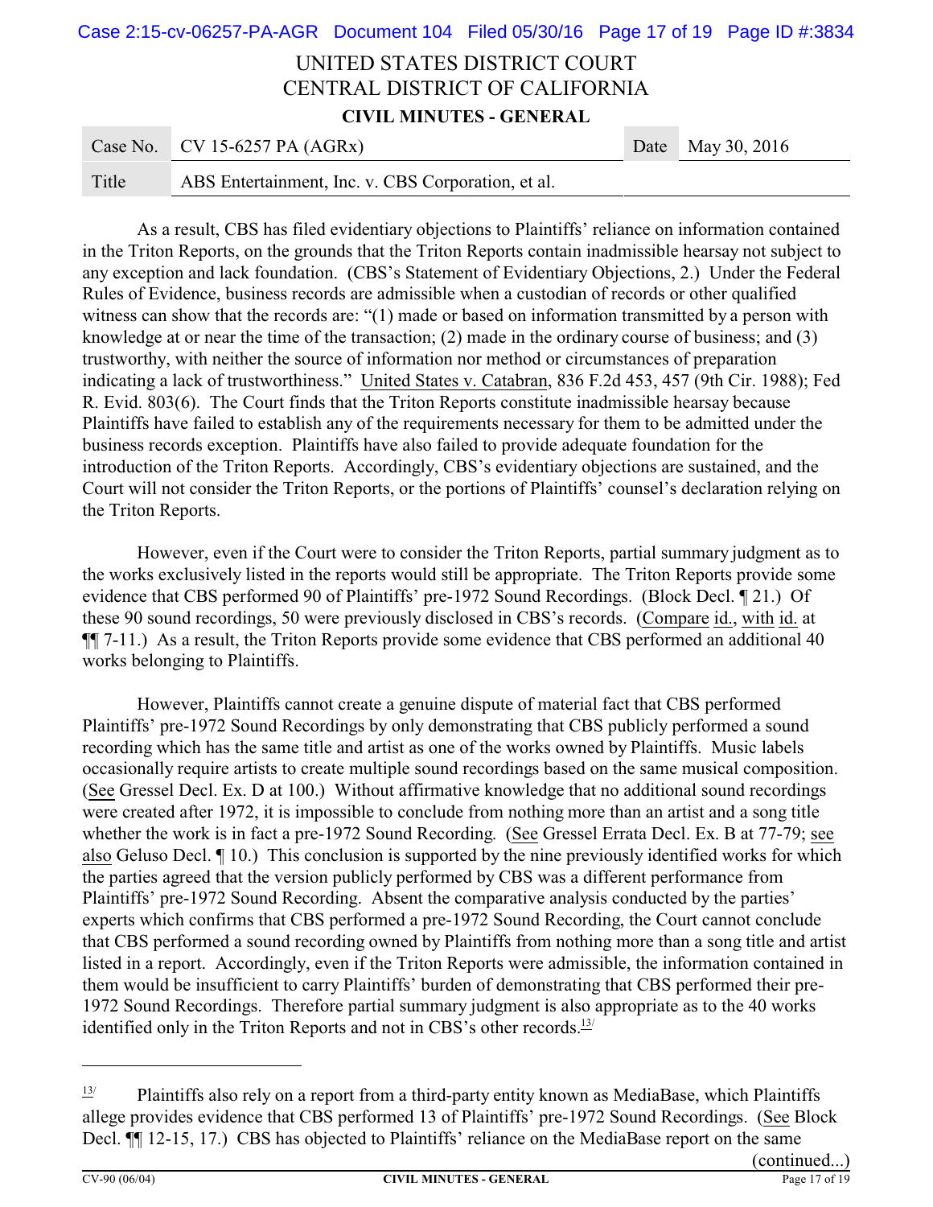UNITED STATES DISTRICT COURT
CENTRAL DISTRICT OF CALIFORNIA

**CIVIL MINUTES - GENERAL**

| Case No. | CV 15-6257 PA (AGRx) | Date | May 30, 2016 |
| --- | --- | --- | --- |
| Title | ABS Entertainment, Inc. v. CBS Corporation, et al. | | |

As a result, CBS has filed evidentiary objections to Plaintiffs' reliance on information contained in the Triton Reports, on the grounds that the Triton Reports contain inadmissible hearsay not subject to any exception and lack foundation. (CBS's Statement of Evidentiary Objections, 2.) Under the Federal Rules of Evidence, business records are admissible when a custodian of records or other qualified witness can show that the records are: "(1) made or based on information transmitted by a person with knowledge at or near the time of the transaction; (2) made in the ordinary course of business; and (3) trustworthy, with neither the source of information nor method or circumstances of preparation indicating a lack of trustworthiness." United States v. Catabran, 836 F.2d 453, 457 (9th Cir. 1988); Fed R. Evid. 803(6). The Court finds that the Triton Reports constitute inadmissible hearsay because Plaintiffs have failed to establish any of the requirements necessary for them to be admitted under the business records exception. Plaintiffs have also failed to provide adequate foundation for the introduction of the Triton Reports. Accordingly, CBS's evidentiary objections are sustained, and the Court will not consider the Triton Reports, or the portions of Plaintiffs' counsel's declaration relying on the Triton Reports.

However, even if the Court were to consider the Triton Reports, partial summary judgment as to the works exclusively listed in the reports would still be appropriate. The Triton Reports provide some evidence that CBS performed 90 of Plaintiffs' pre-1972 Sound Recordings. (Block Decl. ¶ 21.) Of these 90 sound recordings, 50 were previously disclosed in CBS's records. (Compare id., with id. at ¶¶ 7-11.) As a result, the Triton Reports provide some evidence that CBS performed an additional 40 works belonging to Plaintiffs.

However, Plaintiffs cannot create a genuine dispute of material fact that CBS performed Plaintiffs' pre-1972 Sound Recordings by only demonstrating that CBS publicly performed a sound recording which has the same title and artist as one of the works owned by Plaintiffs. Music labels occasionally require artists to create multiple sound recordings based on the same musical composition. (See Gressel Decl. Ex. D at 100.) Without affirmative knowledge that no additional sound recordings were created after 1972, it is impossible to conclude from nothing more than an artist and a song title whether the work is in fact a pre-1972 Sound Recording. (See Gressel Errata Decl. Ex. B at 77-79; see also Geluso Decl. ¶ 10.) This conclusion is supported by the nine previously identified works for which the parties agreed that the version publicly performed by CBS was a different performance from Plaintiffs' pre-1972 Sound Recording. Absent the comparative analysis conducted by the parties' experts which confirms that CBS performed a pre-1972 Sound Recording, the Court cannot conclude that CBS performed a sound recording owned by Plaintiffs from nothing more than a song title and artist listed in a report. Accordingly, even if the Triton Reports were admissible, the information contained in them would be insufficient to carry Plaintiffs' burden of demonstrating that CBS performed their pre-1972 Sound Recordings. Therefore partial summary judgment is also appropriate as to the 40 works identified only in the Triton Reports and not in CBS's other records.[13]

---

[13] Plaintiffs also rely on a report from a third-party entity known as MediaBase, which Plaintiffs allege provides evidence that CBS performed 13 of Plaintiffs' pre-1972 Sound Recordings. (See Block Decl. ¶¶ 12-15, 17.) CBS has objected to Plaintiffs' reliance on the MediaBase report on the same

(continued...)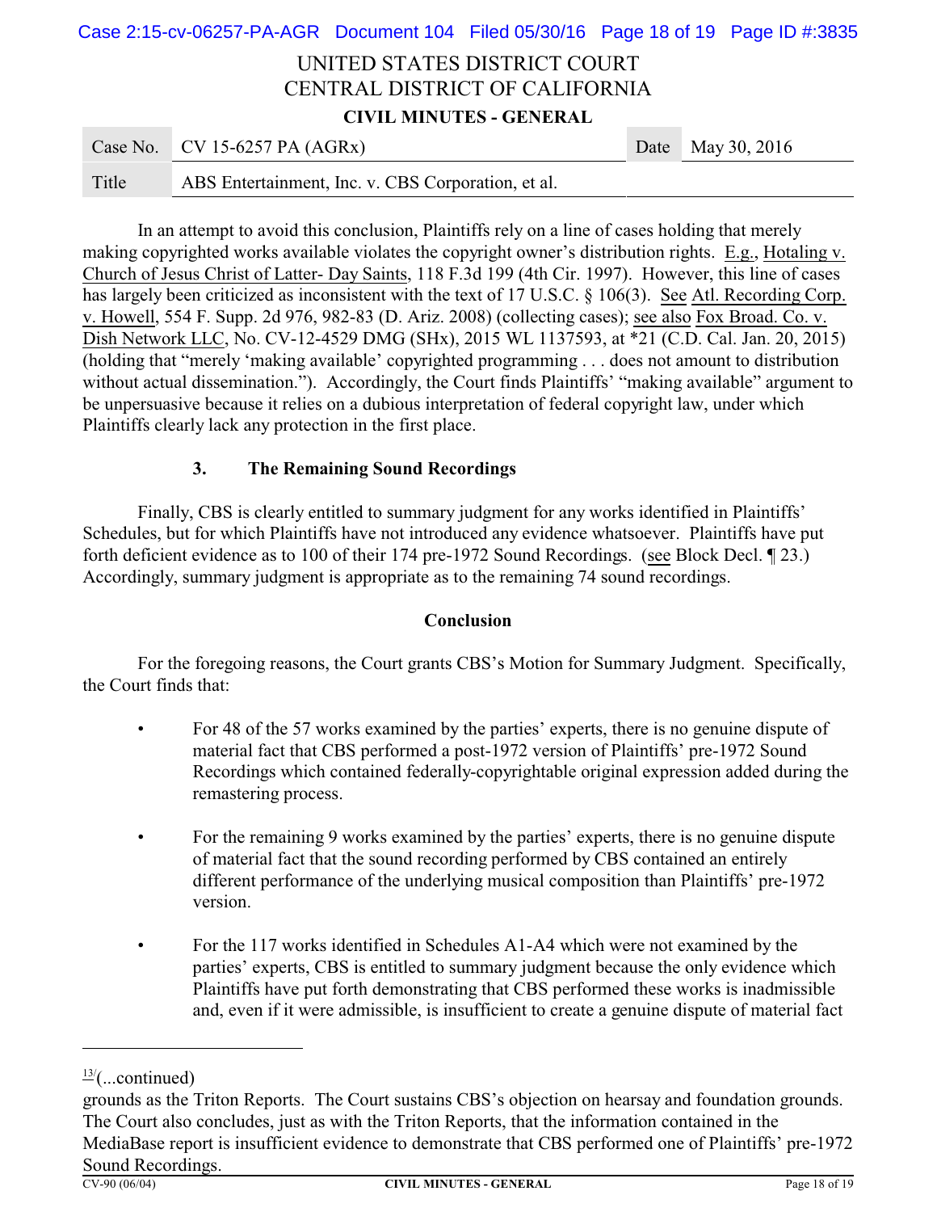In an attempt to avoid this conclusion, Plaintiffs rely on a line of cases holding that merely making copyrighted works available violates the copyright owner's distribution rights. E.g., Hotaling v. Church of Jesus Christ of Latter- Day Saints, 118 F.3d 199 (4th Cir. 1997). However, this line of cases has largely been criticized as inconsistent with the text of 17 U.S.C. § 106(3). See Atl. Recording Corp. v. Howell, 554 F. Supp. 2d 976, 982-83 (D. Ariz. 2008) (collecting cases); see also Fox Broad. Co. v. Dish Network LLC, No. CV-12-4529 DMG (SHx), 2015 WL 1137593, at *21 (C.D. Cal. Jan. 20, 2015) (holding that "merely 'making available' copyrighted programming . . . does not amount to distribution without actual dissemination."). Accordingly, the Court finds Plaintiffs' "making available" argument to be unpersuasive because it relies on a dubious interpretation of federal copyright law, under which Plaintiffs clearly lack any protection in the first place.

### 3. The Remaining Sound Recordings

Finally, CBS is clearly entitled to summary judgment for any works identified in Plaintiffs' Schedules, but for which Plaintiffs have not introduced any evidence whatsoever. Plaintiffs have put forth deficient evidence as to 100 of their 174 pre-1972 Sound Recordings. (see Block Decl. ¶ 23.) Accordingly, summary judgment is appropriate as to the remaining 74 sound recordings.

## Conclusion

For the foregoing reasons, the Court grants CBS's Motion for Summary Judgment. Specifically, the Court finds that:

- For 48 of the 57 works examined by the parties' experts, there is no genuine dispute of material fact that CBS performed a post-1972 version of Plaintiffs' pre-1972 Sound Recordings which contained federally-copyrightable original expression added during the remastering process.
- For the remaining 9 works examined by the parties' experts, there is no genuine dispute of material fact that the sound recording performed by CBS contained an entirely different performance of the underlying musical composition than Plaintiffs' pre-1972 version.
- For the 117 works identified in Schedules A1-A4 which were not examined by the parties' experts, CBS is entitled to summary judgment because the only evidence which Plaintiffs have put forth demonstrating that CBS performed these works is inadmissible and, even if it were admissible, is insufficient to create a genuine dispute of material fact

---

[13/](...continued)

grounds as the Triton Reports. The Court sustains CBS's objection on hearsay and foundation grounds. The Court also concludes, just as with the Triton Reports, that the information contained in the MediaBase report is insufficient evidence to demonstrate that CBS performed one of Plaintiffs' pre-1972 Sound Recordings.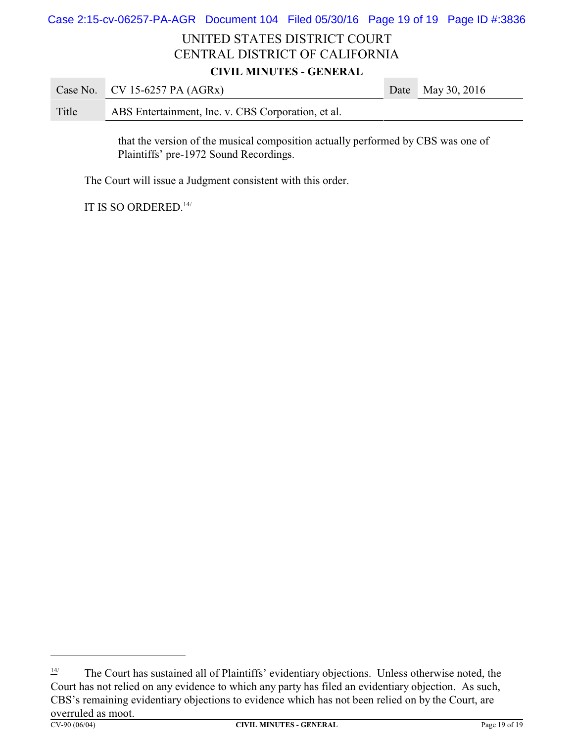that the version of the musical composition actually performed by CBS was one of Plaintiffs' pre-1972 Sound Recordings.

The Court will issue a Judgment consistent with this order.

IT IS SO ORDERED.[14/]

---

[14/] The Court has sustained all of Plaintiffs' evidentiary objections. Unless otherwise noted, the Court has not relied on any evidence to which any party has filed an evidentiary objection. As such, CBS's remaining evidentiary objections to evidence which has not been relied on by the Court, are overruled as moot.